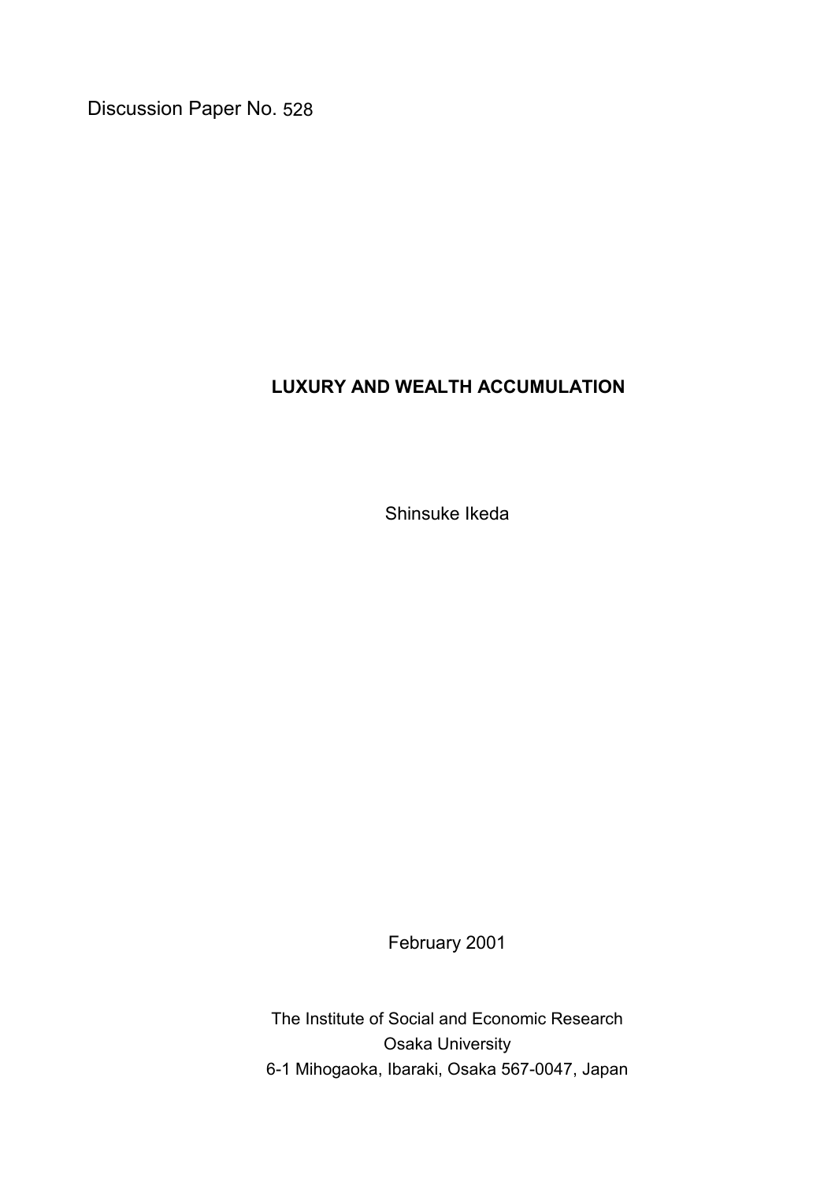Discussion Paper No. 528

# LUXURY AND WEALTH ACCUMULATION

Shinsuke Ikeda

February 2001

The Institute of Social and Economic Research
Osaka University
6-1 Mihogaoka, Ibaraki, Osaka 567-0047, Japan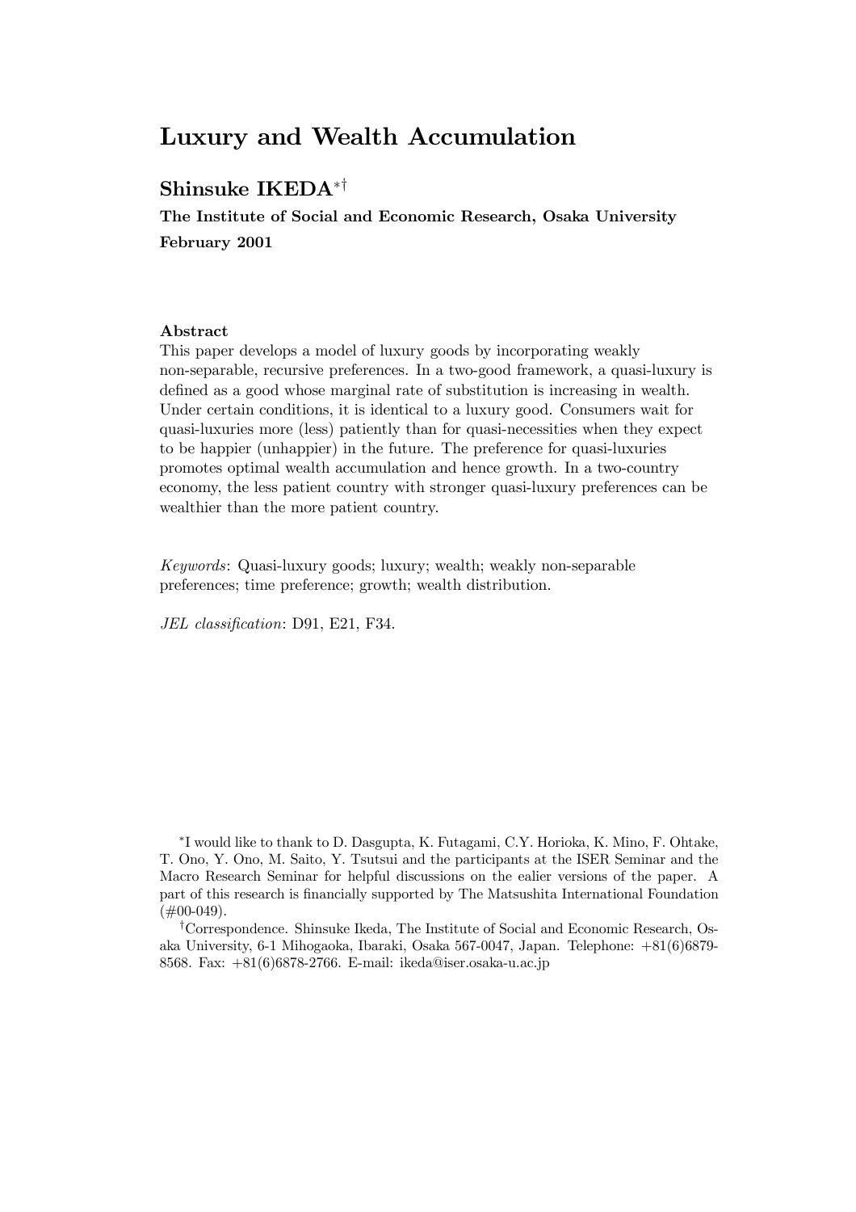# Luxury and Wealth Accumulation

## Shinsuke IKEDA*†

**The Institute of Social and Economic Research, Osaka University**
**February 2001**

### Abstract

This paper develops a model of luxury goods by incorporating weakly non-separable, recursive preferences. In a two-good framework, a quasi-luxury is defined as a good whose marginal rate of substitution is increasing in wealth. Under certain conditions, it is identical to a luxury good. Consumers wait for quasi-luxuries more (less) patiently than for quasi-necessities when they expect to be happier (unhappier) in the future. The preference for quasi-luxuries promotes optimal wealth accumulation and hence growth. In a two-country economy, the less patient country with stronger quasi-luxury preferences can be wealthier than the more patient country.

*Keywords*: Quasi-luxury goods; luxury; wealth; weakly non-separable preferences; time preference; growth; wealth distribution.

*JEL classification*: D91, E21, F34.

---

*I would like to thank to D. Dasgupta, K. Futagami, C.Y. Horioka, K. Mino, F. Ohtake, T. Ono, Y. Ono, M. Saito, Y. Tsutsui and the participants at the ISER Seminar and the Macro Research Seminar for helpful discussions on the ealier versions of the paper. A part of this research is financially supported by The Matsushita International Foundation (#00-049).

†Correspondence. Shinsuke Ikeda, The Institute of Social and Economic Research, Osaka University, 6-1 Mihogaoka, Ibaraki, Osaka 567-0047, Japan. Telephone: +81(6)6879-8568. Fax: +81(6)6878-2766. E-mail: ikeda@iser.osaka-u.ac.jp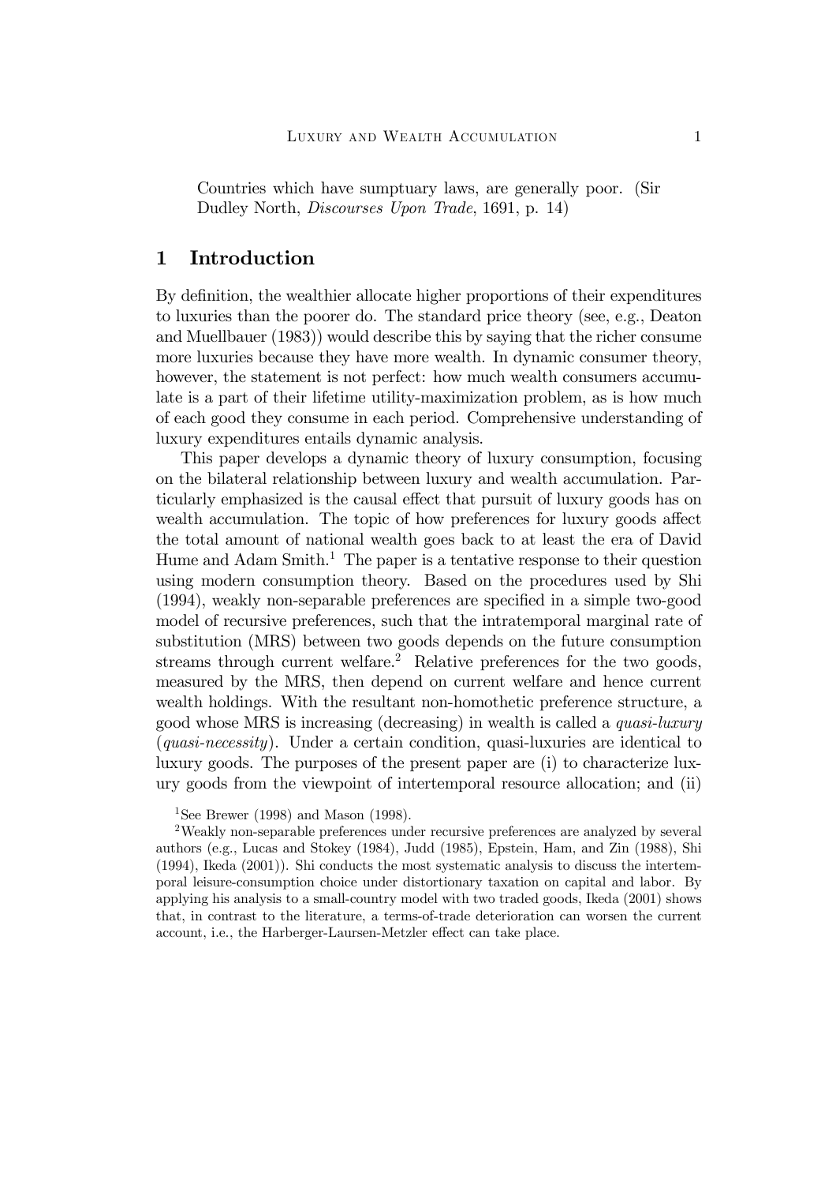Countries which have sumptuary laws, are generally poor. (Sir Dudley North, *Discourses Upon Trade*, 1691, p. 14)

## 1 Introduction

By definition, the wealthier allocate higher proportions of their expenditures to luxuries than the poorer do. The standard price theory (see, e.g., Deaton and Muellbauer (1983)) would describe this by saying that the richer consume more luxuries because they have more wealth. In dynamic consumer theory, however, the statement is not perfect: how much wealth consumers accumulate is a part of their lifetime utility-maximization problem, as is how much of each good they consume in each period. Comprehensive understanding of luxury expenditures entails dynamic analysis.

This paper develops a dynamic theory of luxury consumption, focusing on the bilateral relationship between luxury and wealth accumulation. Particularly emphasized is the causal effect that pursuit of luxury goods has on wealth accumulation. The topic of how preferences for luxury goods affect the total amount of national wealth goes back to at least the era of David Hume and Adam Smith.[1] The paper is a tentative response to their question using modern consumption theory. Based on the procedures used by Shi (1994), weakly non-separable preferences are specified in a simple two-good model of recursive preferences, such that the intratemporal marginal rate of substitution (MRS) between two goods depends on the future consumption streams through current welfare.[2] Relative preferences for the two goods, measured by the MRS, then depend on current welfare and hence current wealth holdings. With the resultant non-homothetic preference structure, a good whose MRS is increasing (decreasing) in wealth is called a *quasi-luxury* (*quasi-necessity*). Under a certain condition, quasi-luxuries are identical to luxury goods. The purposes of the present paper are (i) to characterize luxury goods from the viewpoint of intertemporal resource allocation; and (ii)

[1] See Brewer (1998) and Mason (1998).

[2] Weakly non-separable preferences under recursive preferences are analyzed by several authors (e.g., Lucas and Stokey (1984), Judd (1985), Epstein, Ham, and Zin (1988), Shi (1994), Ikeda (2001)). Shi conducts the most systematic analysis to discuss the intertemporal leisure-consumption choice under distortionary taxation on capital and labor. By applying his analysis to a small-country model with two traded goods, Ikeda (2001) shows that, in contrast to the literature, a terms-of-trade deterioration can worsen the current account, i.e., the Harberger-Laursen-Metzler effect can take place.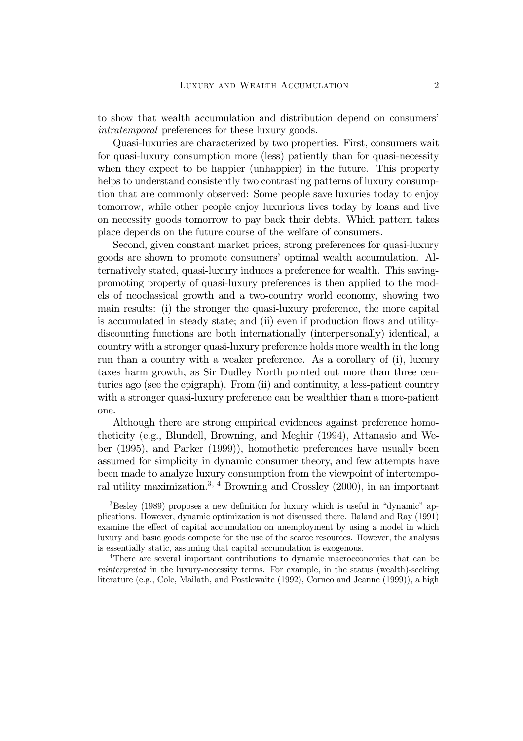to show that wealth accumulation and distribution depend on consumers' *intratemporal* preferences for these luxury goods.

Quasi-luxuries are characterized by two properties. First, consumers wait for quasi-luxury consumption more (less) patiently than for quasi-necessity when they expect to be happier (unhappier) in the future. This property helps to understand consistently two contrasting patterns of luxury consumption that are commonly observed: Some people save luxuries today to enjoy tomorrow, while other people enjoy luxurious lives today by loans and live on necessity goods tomorrow to pay back their debts. Which pattern takes place depends on the future course of the welfare of consumers.

Second, given constant market prices, strong preferences for quasi-luxury goods are shown to promote consumers' optimal wealth accumulation. Alternatively stated, quasi-luxury induces a preference for wealth. This saving-promoting property of quasi-luxury preferences is then applied to the models of neoclassical growth and a two-country world economy, showing two main results: (i) the stronger the quasi-luxury preference, the more capital is accumulated in steady state; and (ii) even if production flows and utility-discounting functions are both internationally (interpersonally) identical, a country with a stronger quasi-luxury preference holds more wealth in the long run than a country with a weaker preference. As a corollary of (i), luxury taxes harm growth, as Sir Dudley North pointed out more than three centuries ago (see the epigraph). From (ii) and continuity, a less-patient country with a stronger quasi-luxury preference can be wealthier than a more-patient one.

Although there are strong empirical evidences against preference homotheticity (e.g., Blundell, Browning, and Meghir (1994), Attanasio and Weber (1995), and Parker (1999)), homothetic preferences have usually been assumed for simplicity in dynamic consumer theory, and few attempts have been made to analyze luxury consumption from the viewpoint of intertemporal utility maximization.[3, 4] Browning and Crossley (2000), in an important

[3] Besley (1989) proposes a new definition for luxury which is useful in "dynamic" applications. However, dynamic optimization is not discussed there. Baland and Ray (1991) examine the effect of capital accumulation on unemployment by using a model in which luxury and basic goods compete for the use of the scarce resources. However, the analysis is essentially static, assuming that capital accumulation is exogenous.

[4] There are several important contributions to dynamic macroeconomics that can be *reinterpreted* in the luxury-necessity terms. For example, in the status (wealth)-seeking literature (e.g., Cole, Mailath, and Postlewaite (1992), Corneo and Jeanne (1999)), a high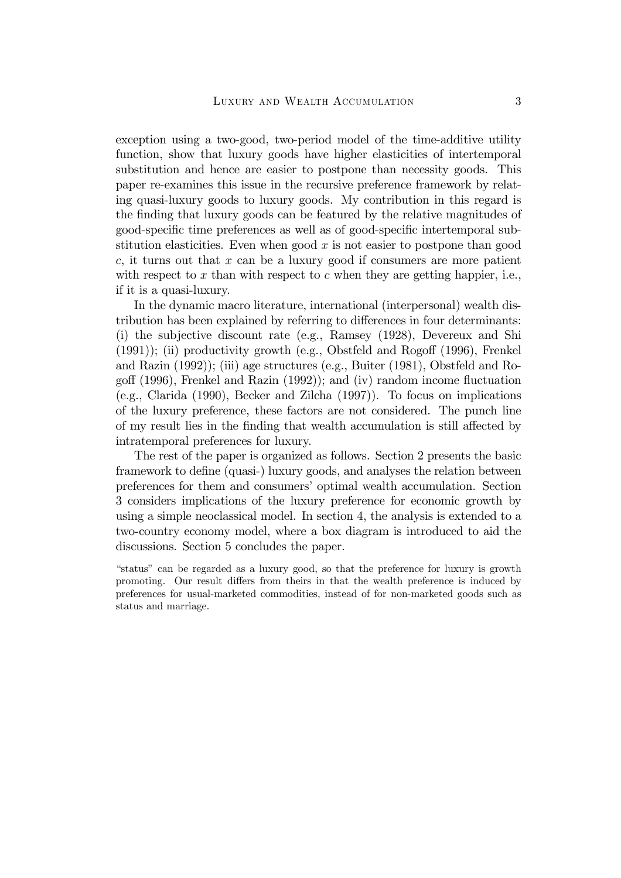exception using a two-good, two-period model of the time-additive utility function, show that luxury goods have higher elasticities of intertemporal substitution and hence are easier to postpone than necessity goods. This paper re-examines this issue in the recursive preference framework by relating quasi-luxury goods to luxury goods. My contribution in this regard is the finding that luxury goods can be featured by the relative magnitudes of good-specific time preferences as well as of good-specific intertemporal substitution elasticities. Even when good $x$ is not easier to postpone than good $c$, it turns out that $x$ can be a luxury good if consumers are more patient with respect to $x$ than with respect to $c$ when they are getting happier, i.e., if it is a quasi-luxury.

In the dynamic macro literature, international (interpersonal) wealth distribution has been explained by referring to differences in four determinants: (i) the subjective discount rate (e.g., Ramsey (1928), Devereux and Shi (1991)); (ii) productivity growth (e.g., Obstfeld and Rogoff (1996), Frenkel and Razin (1992)); (iii) age structures (e.g., Buiter (1981), Obstfeld and Rogoff (1996), Frenkel and Razin (1992)); and (iv) random income fluctuation (e.g., Clarida (1990), Becker and Zilcha (1997)). To focus on implications of the luxury preference, these factors are not considered. The punch line of my result lies in the finding that wealth accumulation is still affected by intratemporal preferences for luxury.

The rest of the paper is organized as follows. Section 2 presents the basic framework to define (quasi-) luxury goods, and analyses the relation between preferences for them and consumers' optimal wealth accumulation. Section 3 considers implications of the luxury preference for economic growth by using a simple neoclassical model. In section 4, the analysis is extended to a two-country economy model, where a box diagram is introduced to aid the discussions. Section 5 concludes the paper.

"status" can be regarded as a luxury good, so that the preference for luxury is growth promoting. Our result differs from theirs in that the wealth preference is induced by preferences for usual-marketed commodities, instead of for non-marketed goods such as status and marriage.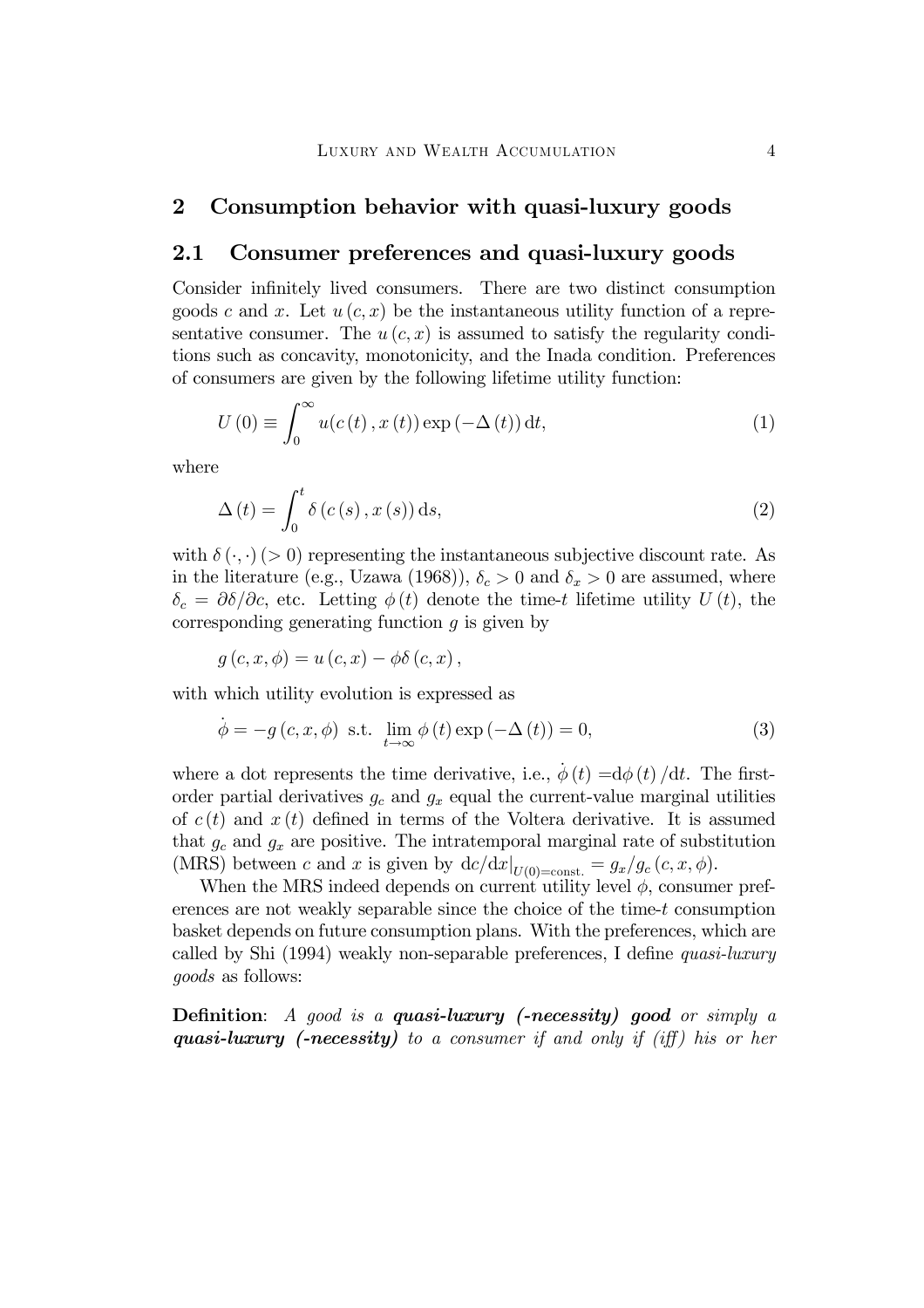## 2 Consumption behavior with quasi-luxury goods

### 2.1 Consumer preferences and quasi-luxury goods

Consider infinitely lived consumers. There are two distinct consumption goods $c$ and $x$. Let $u(c,x)$ be the instantaneous utility function of a representative consumer. The $u(c,x)$ is assumed to satisfy the regularity conditions such as concavity, monotonicity, and the Inada condition. Preferences of consumers are given by the following lifetime utility function:

$$U(0) \equiv \int_0^\infty u(c(t), x(t)) \exp(-\Delta(t))\, \mathrm{d}t, \tag{1}$$

where

$$\Delta(t) = \int_0^t \delta(c(s), x(s))\, \mathrm{d}s, \tag{2}$$

with $\delta(\cdot,\cdot)\,(>0)$ representing the instantaneous subjective discount rate. As in the literature (e.g., Uzawa (1968)), $\delta_c > 0$ and $\delta_x > 0$ are assumed, where $\delta_c = \partial\delta/\partial c$, etc. Letting $\phi(t)$ denote the time-$t$ lifetime utility $U(t)$, the corresponding generating function $g$ is given by

$$g(c,x,\phi) = u(c,x) - \phi\delta(c,x),$$

with which utility evolution is expressed as

$$\dot{\phi} = -g(c,x,\phi) \text{ s.t. } \lim_{t\to\infty} \phi(t)\exp(-\Delta(t)) = 0, \tag{3}$$

where a dot represents the time derivative, i.e., $\dot{\phi}(t) = \mathrm{d}\phi(t)/\mathrm{d}t$. The first-order partial derivatives $g_c$ and $g_x$ equal the current-value marginal utilities of $c(t)$ and $x(t)$ defined in terms of the Voltera derivative. It is assumed that $g_c$ and $g_x$ are positive. The intratemporal marginal rate of substitution (MRS) between $c$ and $x$ is given by $\mathrm{d}c/\mathrm{d}x|_{U(0)=\text{const.}} = g_x/g_c(c,x,\phi)$.

When the MRS indeed depends on current utility level $\phi$, consumer preferences are not weakly separable since the choice of the time-$t$ consumption basket depends on future consumption plans. With the preferences, which are called by Shi (1994) weakly non-separable preferences, I define *quasi-luxury goods* as follows:

**Definition**: *A good is a **quasi-luxury (-necessity) good** or simply a **quasi-luxury (-necessity)** to a consumer if and only if (iff) his or her*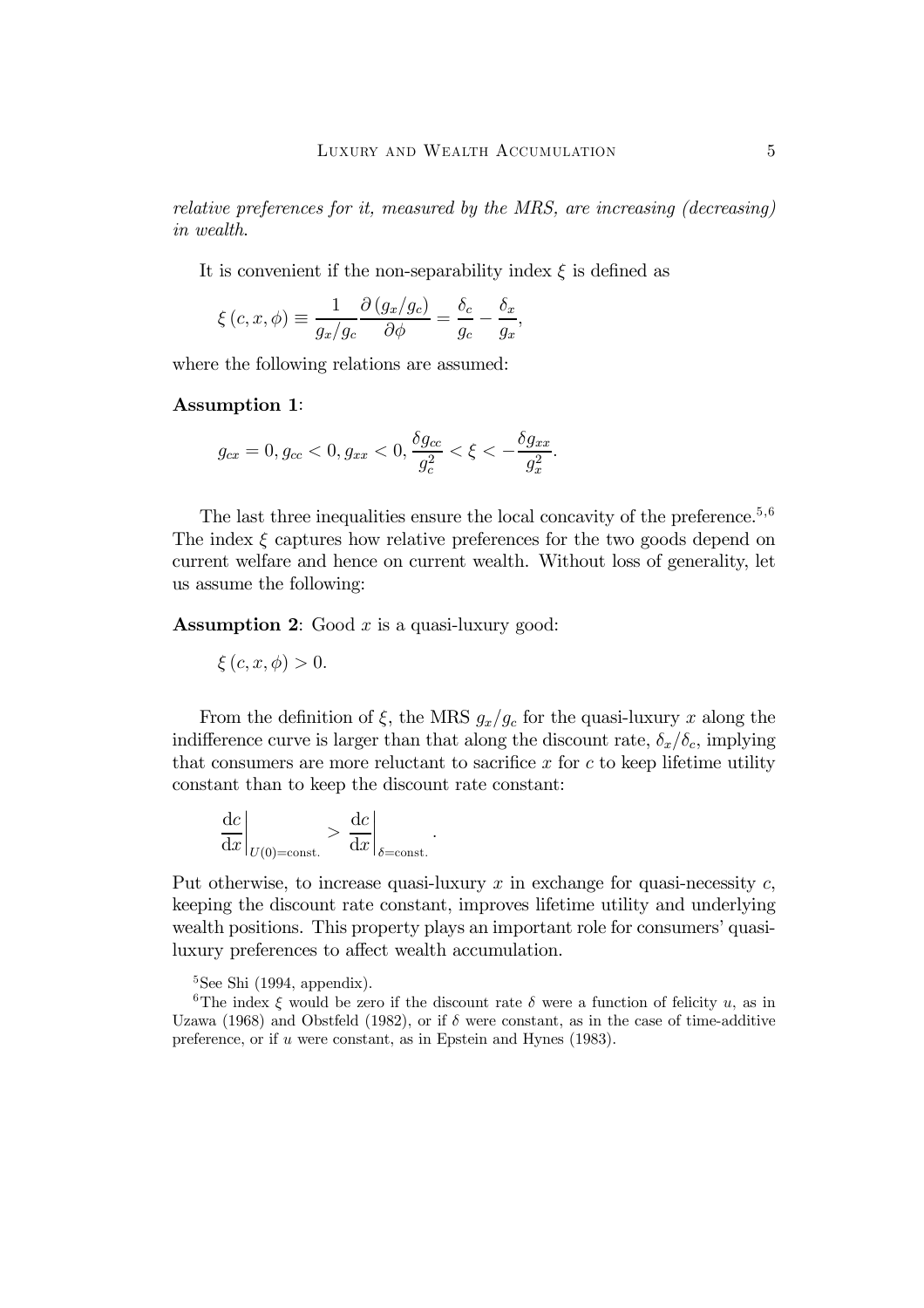*relative preferences for it, measured by the MRS, are increasing (decreasing) in wealth.*

It is convenient if the non-separability index $\xi$ is defined as

$$\xi(c, x, \phi) \equiv \frac{1}{g_x/g_c} \frac{\partial (g_x/g_c)}{\partial \phi} = \frac{\delta_c}{g_c} - \frac{\delta_x}{g_x},$$

where the following relations are assumed:

**Assumption 1**:

$$g_{cx} = 0, g_{cc} < 0, g_{xx} < 0, \frac{\delta g_{cc}}{g_c^2} < \xi < -\frac{\delta g_{xx}}{g_x^2}.$$

The last three inequalities ensure the local concavity of the preference.[5,6] The index $\xi$ captures how relative preferences for the two goods depend on current welfare and hence on current wealth. Without loss of generality, let us assume the following:

**Assumption 2**: Good $x$ is a quasi-luxury good:

$$\xi(c, x, \phi) > 0.$$

From the definition of $\xi$, the MRS $g_x/g_c$ for the quasi-luxury $x$ along the indifference curve is larger than that along the discount rate, $\delta_x/\delta_c$, implying that consumers are more reluctant to sacrifice $x$ for $c$ to keep lifetime utility constant than to keep the discount rate constant:

$$\left.\frac{\mathrm{d}c}{\mathrm{d}x}\right|_{U(0)=\text{const.}} > \left.\frac{\mathrm{d}c}{\mathrm{d}x}\right|_{\delta=\text{const.}}.$$

Put otherwise, to increase quasi-luxury $x$ in exchange for quasi-necessity $c$, keeping the discount rate constant, improves lifetime utility and underlying wealth positions. This property plays an important role for consumers' quasi-luxury preferences to affect wealth accumulation.

[5] See Shi (1994, appendix).

[6] The index $\xi$ would be zero if the discount rate $\delta$ were a function of felicity $u$, as in Uzawa (1968) and Obstfeld (1982), or if $\delta$ were constant, as in the case of time-additive preference, or if $u$ were constant, as in Epstein and Hynes (1983).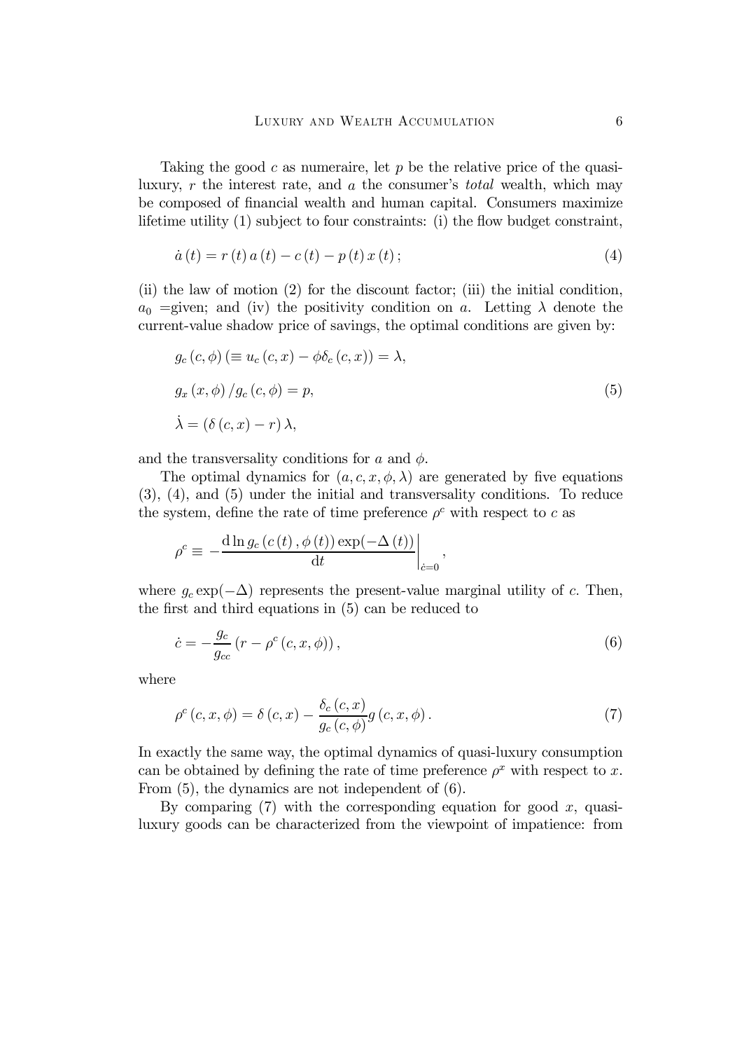Taking the good $c$ as numeraire, let $p$ be the relative price of the quasi-luxury, $r$ the interest rate, and $a$ the consumer's *total* wealth, which may be composed of financial wealth and human capital. Consumers maximize lifetime utility (1) subject to four constraints: (i) the flow budget constraint,

$$\dot{a}(t) = r(t)\,a(t) - c(t) - p(t)\,x(t)\,; \tag{4}$$

(ii) the law of motion (2) for the discount factor; (iii) the initial condition, $a_0$ =given; and (iv) the positivity condition on $a$. Letting $\lambda$ denote the current-value shadow price of savings, the optimal conditions are given by:

$$\begin{aligned}
&g_c(c,\phi)\,(\equiv u_c(c,x) - \phi\delta_c(c,x)) = \lambda, \\
&g_x(x,\phi)\,/g_c(c,\phi) = p, \\
&\dot{\lambda} = (\delta(c,x) - r)\,\lambda,
\end{aligned} \tag{5}$$

and the transversality conditions for $a$ and $\phi$.

The optimal dynamics for $(a, c, x, \phi, \lambda)$ are generated by five equations (3), (4), and (5) under the initial and transversality conditions. To reduce the system, define the rate of time preference $\rho^c$ with respect to $c$ as

$$\rho^c \equiv -\left.\frac{\mathrm{d}\ln g_c(c(t),\phi(t))\exp(-\Delta(t))}{\mathrm{d}t}\right|_{\dot{c}=0},$$

where $g_c \exp(-\Delta)$ represents the present-value marginal utility of $c$. Then, the first and third equations in (5) can be reduced to

$$\dot{c} = -\frac{g_c}{g_{cc}}\left(r - \rho^c(c,x,\phi)\right), \tag{6}$$

where

$$\rho^c(c,x,\phi) = \delta(c,x) - \frac{\delta_c(c,x)}{g_c(c,\phi)}g(c,x,\phi)\,. \tag{7}$$

In exactly the same way, the optimal dynamics of quasi-luxury consumption can be obtained by defining the rate of time preference $\rho^x$ with respect to $x$. From (5), the dynamics are not independent of (6).

By comparing (7) with the corresponding equation for good $x$, quasi-luxury goods can be characterized from the viewpoint of impatience: from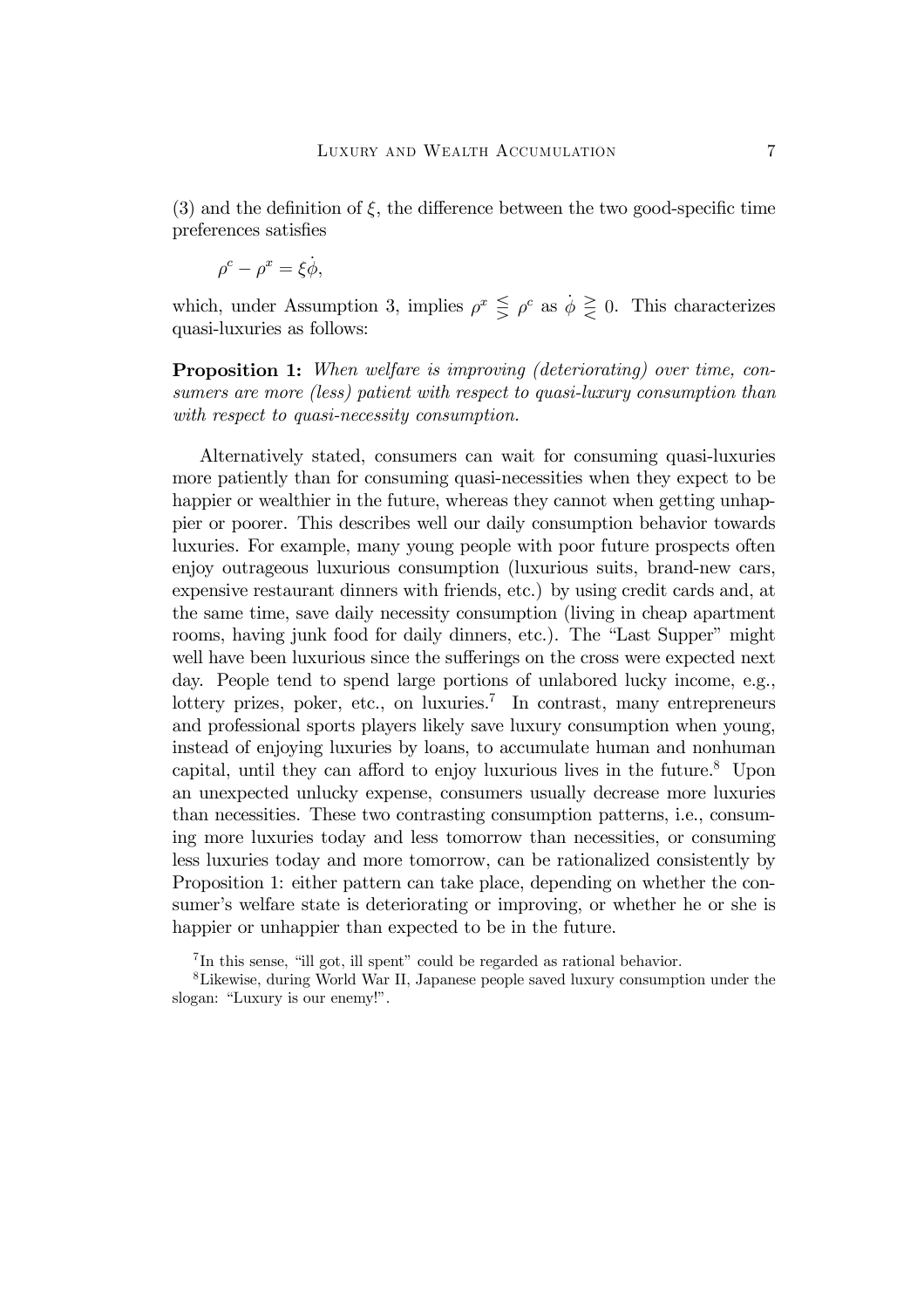(3) and the definition of $\xi$, the difference between the two good-specific time preferences satisfies

$$\rho^c - \rho^x = \xi\dot{\phi},$$

which, under Assumption 3, implies $\rho^x \lesseqgtr \rho^c$ as $\dot{\phi} \gtreqless 0$. This characterizes quasi-luxuries as follows:

**Proposition 1:** *When welfare is improving (deteriorating) over time, consumers are more (less) patient with respect to quasi-luxury consumption than with respect to quasi-necessity consumption.*

Alternatively stated, consumers can wait for consuming quasi-luxuries more patiently than for consuming quasi-necessities when they expect to be happier or wealthier in the future, whereas they cannot when getting unhappier or poorer. This describes well our daily consumption behavior towards luxuries. For example, many young people with poor future prospects often enjoy outrageous luxurious consumption (luxurious suits, brand-new cars, expensive restaurant dinners with friends, etc.) by using credit cards and, at the same time, save daily necessity consumption (living in cheap apartment rooms, having junk food for daily dinners, etc.). The "Last Supper" might well have been luxurious since the sufferings on the cross were expected next day. People tend to spend large portions of unlabored lucky income, e.g., lottery prizes, poker, etc., on luxuries.[7] In contrast, many entrepreneurs and professional sports players likely save luxury consumption when young, instead of enjoying luxuries by loans, to accumulate human and nonhuman capital, until they can afford to enjoy luxurious lives in the future.[8] Upon an unexpected unlucky expense, consumers usually decrease more luxuries than necessities. These two contrasting consumption patterns, i.e., consuming more luxuries today and less tomorrow than necessities, or consuming less luxuries today and more tomorrow, can be rationalized consistently by Proposition 1: either pattern can take place, depending on whether the consumer's welfare state is deteriorating or improving, or whether he or she is happier or unhappier than expected to be in the future.

[7] In this sense, "ill got, ill spent" could be regarded as rational behavior.

[8] Likewise, during World War II, Japanese people saved luxury consumption under the slogan: "Luxury is our enemy!".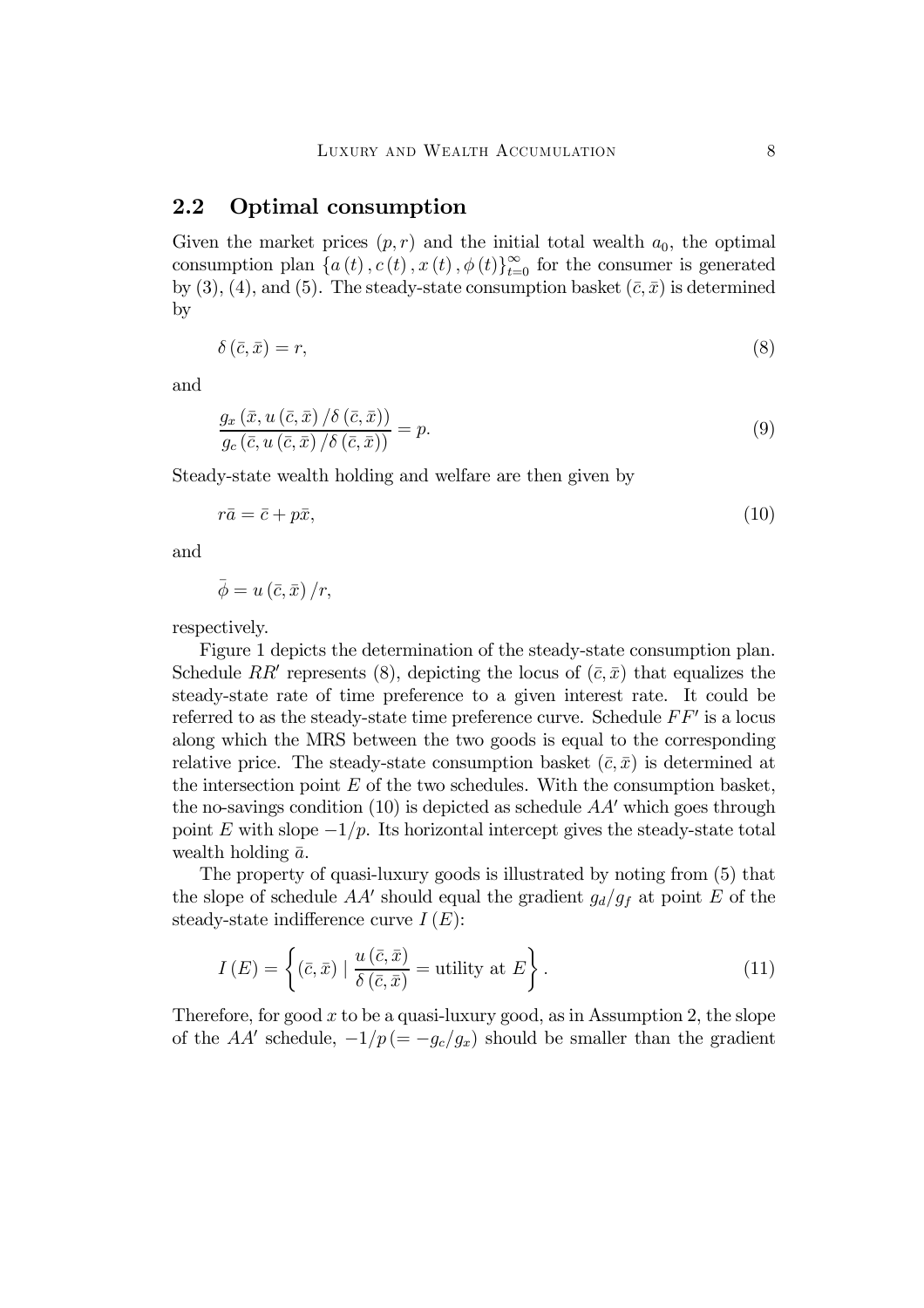## 2.2 Optimal consumption

Given the market prices $(p, r)$ and the initial total wealth $a_0$, the optimal consumption plan $\{a(t), c(t), x(t), \phi(t)\}_{t=0}^{\infty}$ for the consumer is generated by (3), (4), and (5). The steady-state consumption basket $(\bar{c}, \bar{x})$ is determined by

$$\delta(\bar{c}, \bar{x}) = r, \tag{8}$$

and

$$\frac{g_x(\bar{x}, u(\bar{c}, \bar{x})/\delta(\bar{c}, \bar{x}))}{g_c(\bar{c}, u(\bar{c}, \bar{x})/\delta(\bar{c}, \bar{x}))} = p. \tag{9}$$

Steady-state wealth holding and welfare are then given by

$$r\bar{a} = \bar{c} + p\bar{x}, \tag{10}$$

and

$$\bar{\phi} = u(\bar{c}, \bar{x})/r,$$

respectively.

Figure 1 depicts the determination of the steady-state consumption plan. Schedule $RR'$ represents (8), depicting the locus of $(\bar{c}, \bar{x})$ that equalizes the steady-state rate of time preference to a given interest rate. It could be referred to as the steady-state time preference curve. Schedule $FF'$ is a locus along which the MRS between the two goods is equal to the corresponding relative price. The steady-state consumption basket $(\bar{c}, \bar{x})$ is determined at the intersection point $E$ of the two schedules. With the consumption basket, the no-savings condition (10) is depicted as schedule $AA'$ which goes through point $E$ with slope $-1/p$. Its horizontal intercept gives the steady-state total wealth holding $\bar{a}$.

The property of quasi-luxury goods is illustrated by noting from (5) that the slope of schedule $AA'$ should equal the gradient $g_d/g_f$ at point $E$ of the steady-state indifference curve $I(E)$:

$$I(E) = \left\{ (\bar{c}, \bar{x}) \mid \frac{u(\bar{c}, \bar{x})}{\delta(\bar{c}, \bar{x})} = \text{utility at } E \right\}. \tag{11}$$

Therefore, for good $x$ to be a quasi-luxury good, as in Assumption 2, the slope of the $AA'$ schedule, $-1/p\,(= -g_c/g_x)$ should be smaller than the gradient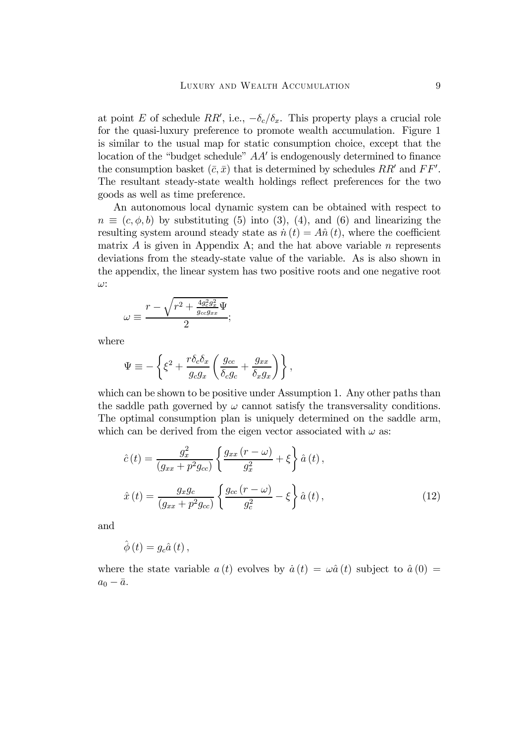at point $E$ of schedule $RR'$, i.e., $-\delta_c/\delta_x$. This property plays a crucial role for the quasi-luxury preference to promote wealth accumulation. Figure 1 is similar to the usual map for static consumption choice, except that the location of the "budget schedule" $AA'$ is endogenously determined to finance the consumption basket $(\bar{c}, \bar{x})$ that is determined by schedules $RR'$ and $FF'$. The resultant steady-state wealth holdings reflect preferences for the two goods as well as time preference.

An autonomous local dynamic system can be obtained with respect to $n \equiv (c, \phi, b)$ by substituting (5) into (3), (4), and (6) and linearizing the resulting system around steady state as $\dot{n}(t) = A\hat{n}(t)$, where the coefficient matrix $A$ is given in Appendix A; and the hat above variable $n$ represents deviations from the steady-state value of the variable. As is also shown in the appendix, the linear system has two positive roots and one negative root $\omega$:

$$\omega \equiv \frac{r - \sqrt{r^2 + \frac{4g_c^2 g_x^2}{g_{cc} g_{xx}}\Psi}}{2};$$

where

$$\Psi \equiv -\left\{\xi^2 + \frac{r\delta_c\delta_x}{g_c g_x}\left(\frac{g_{cc}}{\delta_c g_c} + \frac{g_{xx}}{\delta_x g_x}\right)\right\},$$

which can be shown to be positive under Assumption 1. Any other paths than the saddle path governed by $\omega$ cannot satisfy the transversality conditions. The optimal consumption plan is uniquely determined on the saddle arm, which can be derived from the eigen vector associated with $\omega$ as:

$$\hat{c}(t) = \frac{g_x^2}{(g_{xx} + p^2 g_{cc})}\left\{\frac{g_{xx}(r-\omega)}{g_x^2} + \xi\right\}\hat{a}(t),$$

$$\hat{x}(t) = \frac{g_x g_c}{(g_{xx} + p^2 g_{cc})}\left\{\frac{g_{cc}(r-\omega)}{g_c^2} - \xi\right\}\hat{a}(t), \tag{12}$$

and

$$\hat{\phi}(t) = g_c\hat{a}(t),$$

where the state variable $a(t)$ evolves by $\dot{a}(t) = \omega\hat{a}(t)$ subject to $\hat{a}(0) = a_0 - \bar{a}$.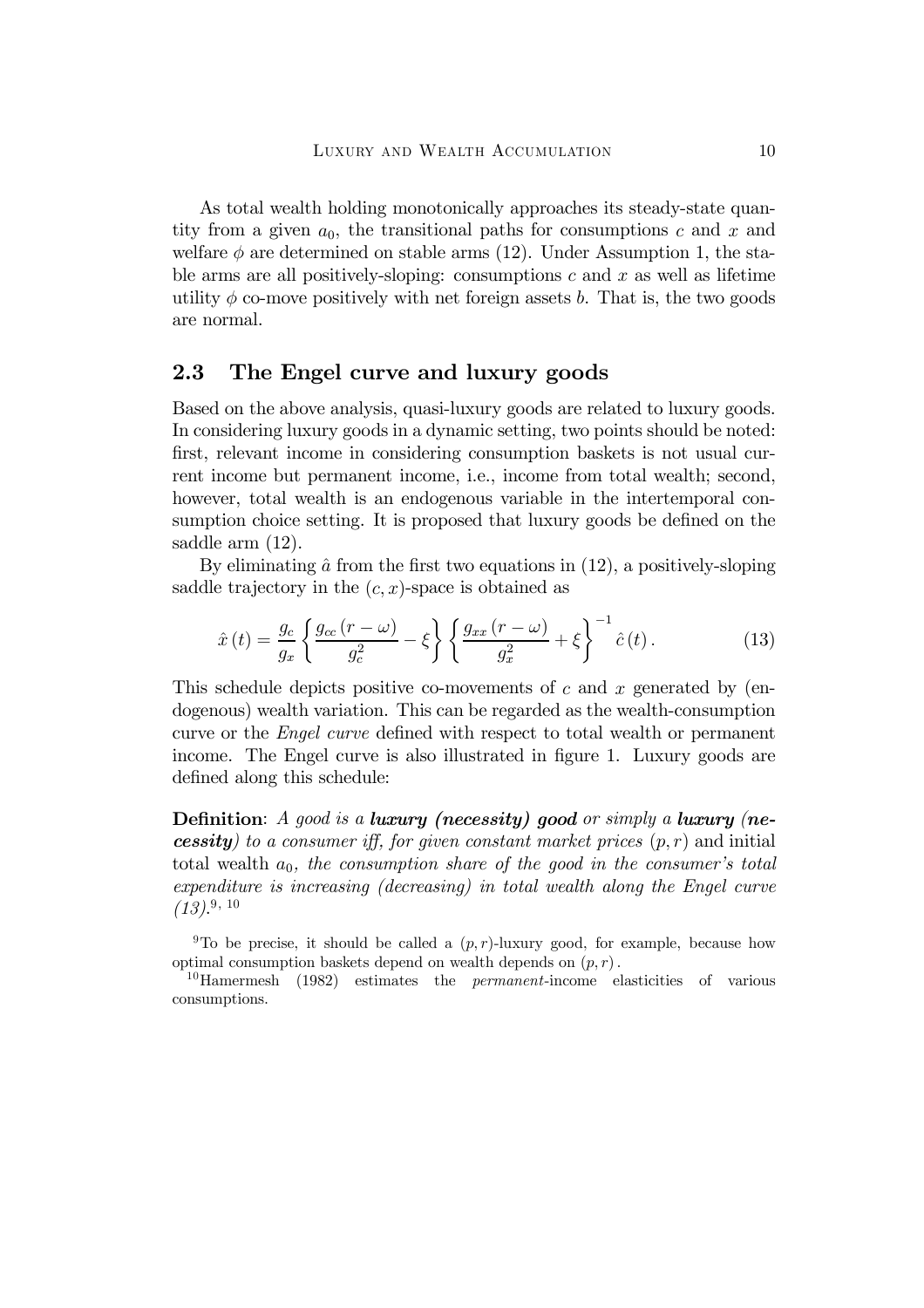As total wealth holding monotonically approaches its steady-state quantity from a given $a_0$, the transitional paths for consumptions $c$ and $x$ and welfare $\phi$ are determined on stable arms (12). Under Assumption 1, the stable arms are all positively-sloping: consumptions $c$ and $x$ as well as lifetime utility $\phi$ co-move positively with net foreign assets $b$. That is, the two goods are normal.

## 2.3 The Engel curve and luxury goods

Based on the above analysis, quasi-luxury goods are related to luxury goods. In considering luxury goods in a dynamic setting, two points should be noted: first, relevant income in considering consumption baskets is not usual current income but permanent income, i.e., income from total wealth; second, however, total wealth is an endogenous variable in the intertemporal consumption choice setting. It is proposed that luxury goods be defined on the saddle arm (12).

By eliminating $\hat{a}$ from the first two equations in (12), a positively-sloping saddle trajectory in the $(c, x)$-space is obtained as

$$\hat{x}(t) = \frac{g_c}{g_x} \left\{ \frac{g_{cc}(r - \omega)}{g_c^2} - \xi \right\} \left\{ \frac{g_{xx}(r - \omega)}{g_x^2} + \xi \right\}^{-1} \hat{c}(t). \tag{13}$$

This schedule depicts positive co-movements of $c$ and $x$ generated by (endogenous) wealth variation. This can be regarded as the wealth-consumption curve or the *Engel curve* defined with respect to total wealth or permanent income. The Engel curve is also illustrated in figure 1. Luxury goods are defined along this schedule:

**Definition**: *A good is a* ***luxury (necessity) good*** *or simply a* ***luxury (necessity)*** *to a consumer iff, for given constant market prices* $(p, r)$ and initial total wealth $a_0$, *the consumption share of the good in the consumer's total expenditure is increasing (decreasing) in total wealth along the Engel curve (13).*[9, 10]

[9] To be precise, it should be called a $(p, r)$-luxury good, for example, because how optimal consumption baskets depend on wealth depends on $(p, r)$.

[10] Hamermesh (1982) estimates the *permanent*-income elasticities of various consumptions.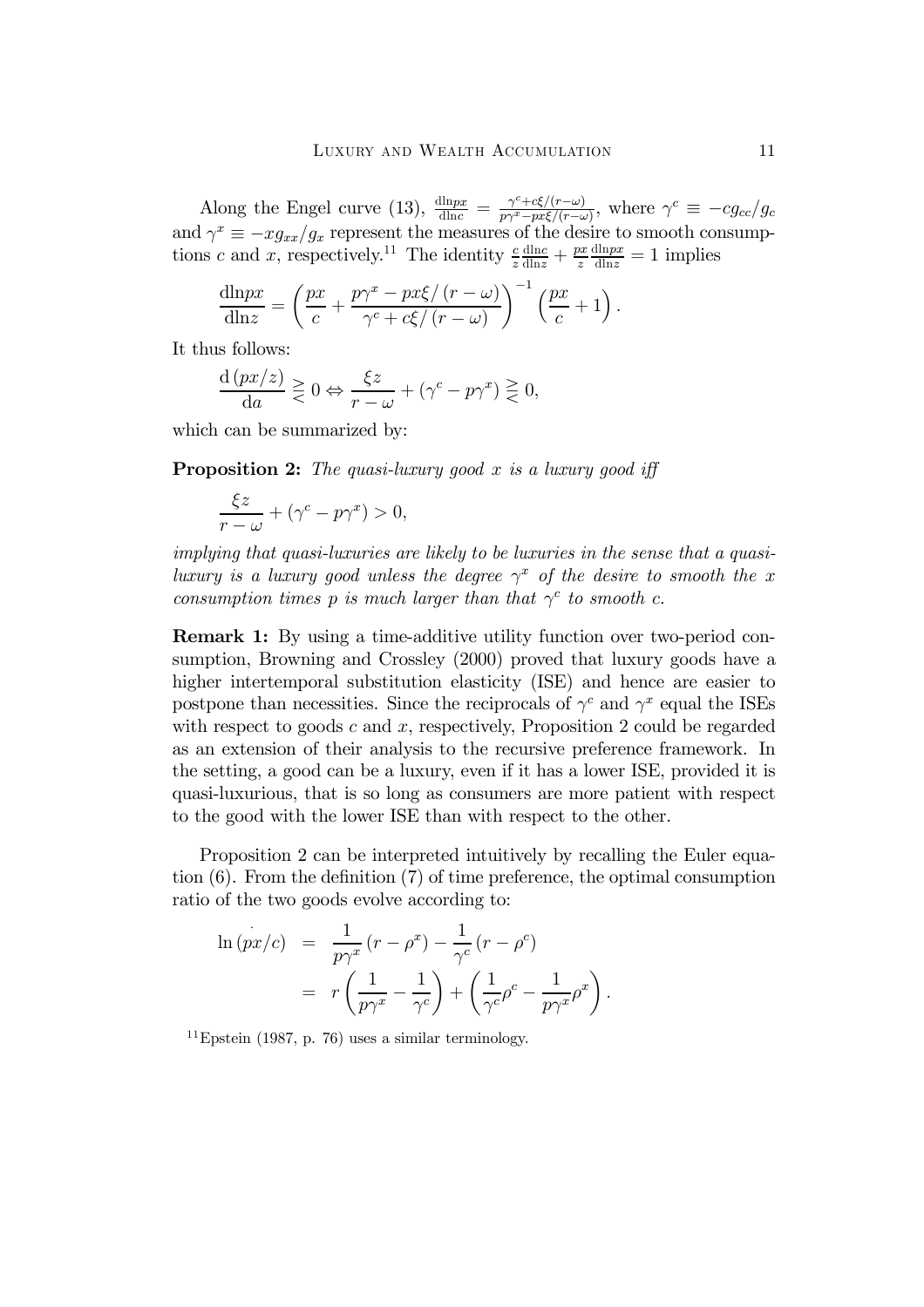Along the Engel curve (13), $\frac{\mathrm{dln}px}{\mathrm{dln}c} = \frac{\gamma^c + c\xi/(r-\omega)}{p\gamma^x - px\xi/(r-\omega)}$, where $\gamma^c \equiv -cg_{cc}/g_c$ and $\gamma^x \equiv -xg_{xx}/g_x$ represent the measures of the desire to smooth consumptions $c$ and $x$, respectively.[11] The identity $\frac{c}{z}\frac{\mathrm{dln}c}{\mathrm{dln}z} + \frac{px}{z}\frac{\mathrm{dln}px}{\mathrm{dln}z} = 1$ implies

$$\frac{\mathrm{dln}px}{\mathrm{dln}z} = \left(\frac{px}{c} + \frac{p\gamma^x - px\xi/(r-\omega)}{\gamma^c + c\xi/(r-\omega)}\right)^{-1}\left(\frac{px}{c} + 1\right).$$

It thus follows:

$$\frac{\mathrm{d}(px/z)}{\mathrm{d}a} \gtreqless 0 \Leftrightarrow \frac{\xi z}{r-\omega} + (\gamma^c - p\gamma^x) \gtreqless 0,$$

which can be summarized by:

**Proposition 2:** *The quasi-luxury good $x$ is a luxury good iff*

$$\frac{\xi z}{r-\omega} + (\gamma^c - p\gamma^x) > 0,$$

*implying that quasi-luxuries are likely to be luxuries in the sense that a quasi-luxury is a luxury good unless the degree $\gamma^x$ of the desire to smooth the $x$ consumption times $p$ is much larger than that $\gamma^c$ to smooth $c$.*

**Remark 1:** By using a time-additive utility function over two-period consumption, Browning and Crossley (2000) proved that luxury goods have a higher intertemporal substitution elasticity (ISE) and hence are easier to postpone than necessities. Since the reciprocals of $\gamma^c$ and $\gamma^x$ equal the ISEs with respect to goods $c$ and $x$, respectively, Proposition 2 could be regarded as an extension of their analysis to the recursive preference framework. In the setting, a good can be a luxury, even if it has a lower ISE, provided it is quasi-luxurious, that is so long as consumers are more patient with respect to the good with the lower ISE than with respect to the other.

Proposition 2 can be interpreted intuitively by recalling the Euler equation (6). From the definition (7) of time preference, the optimal consumption ratio of the two goods evolve according to:

$$\begin{aligned}
\ln \dot{(px/c)} &= \frac{1}{p\gamma^x}(r-\rho^x) - \frac{1}{\gamma^c}(r-\rho^c) \\
&= r\left(\frac{1}{p\gamma^x} - \frac{1}{\gamma^c}\right) + \left(\frac{1}{\gamma^c}\rho^c - \frac{1}{p\gamma^x}\rho^x\right).
\end{aligned}$$

[11] Epstein (1987, p. 76) uses a similar terminology.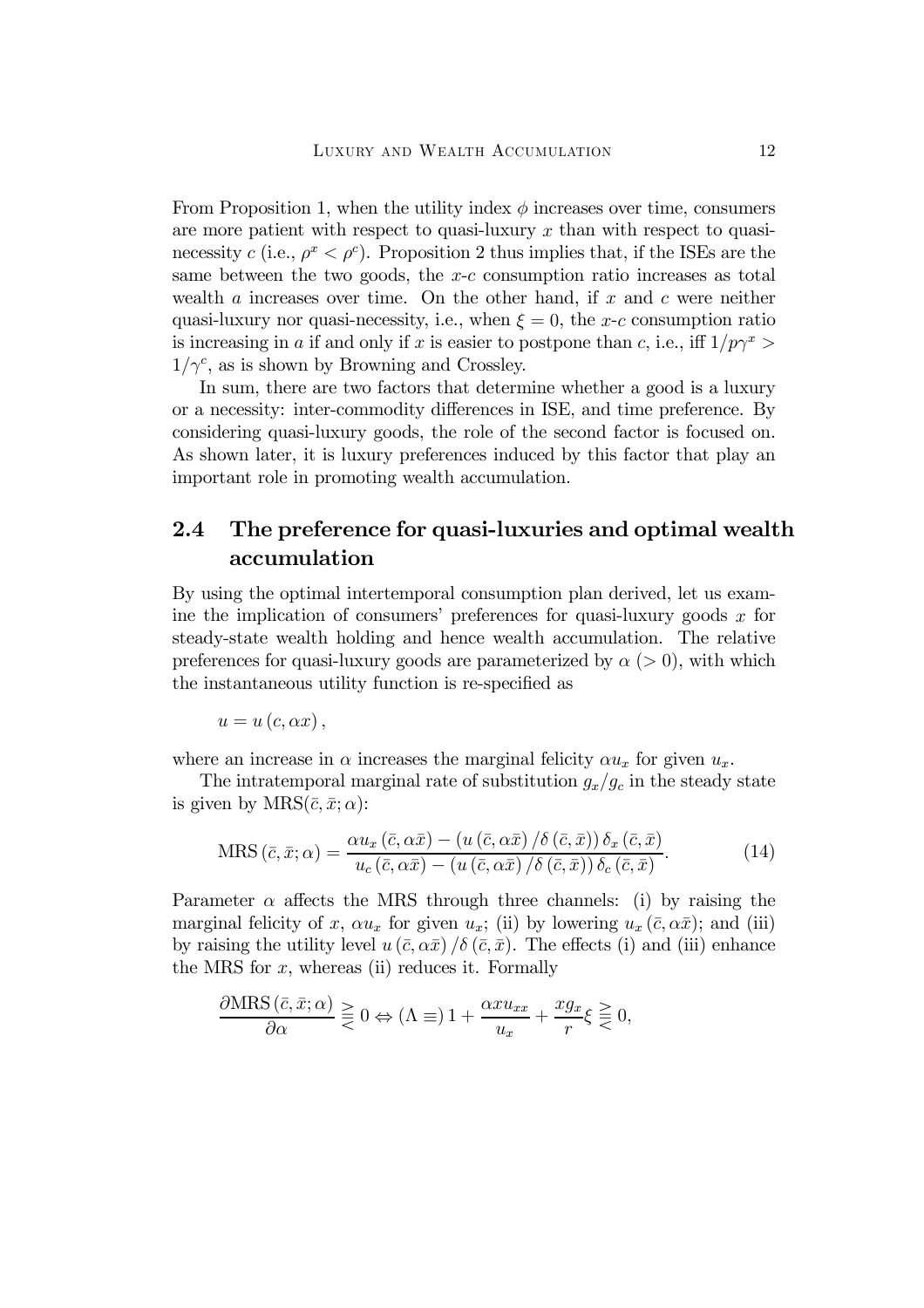From Proposition 1, when the utility index $\phi$ increases over time, consumers are more patient with respect to quasi-luxury $x$ than with respect to quasi-necessity $c$ (i.e., $\rho^x < \rho^c$). Proposition 2 thus implies that, if the ISEs are the same between the two goods, the $x$-$c$ consumption ratio increases as total wealth $a$ increases over time. On the other hand, if $x$ and $c$ were neither quasi-luxury nor quasi-necessity, i.e., when $\xi = 0$, the $x$-$c$ consumption ratio is increasing in $a$ if and only if $x$ is easier to postpone than $c$, i.e., iff $1/p\gamma^x > 1/\gamma^c$, as is shown by Browning and Crossley.

In sum, there are two factors that determine whether a good is a luxury or a necessity: inter-commodity differences in ISE, and time preference. By considering quasi-luxury goods, the role of the second factor is focused on. As shown later, it is luxury preferences induced by this factor that play an important role in promoting wealth accumulation.

## 2.4 The preference for quasi-luxuries and optimal wealth accumulation

By using the optimal intertemporal consumption plan derived, let us examine the implication of consumers' preferences for quasi-luxury goods $x$ for steady-state wealth holding and hence wealth accumulation. The relative preferences for quasi-luxury goods are parameterized by $\alpha$ ($> 0$), with which the instantaneous utility function is re-specified as

$$u = u(c, \alpha x),$$

where an increase in $\alpha$ increases the marginal felicity $\alpha u_x$ for given $u_x$.

The intratemporal marginal rate of substitution $g_x/g_c$ in the steady state is given by $\text{MRS}(\bar{c}, \bar{x}; \alpha)$:

$$\text{MRS}(\bar{c}, \bar{x}; \alpha) = \frac{\alpha u_x(\bar{c}, \alpha\bar{x}) - (u(\bar{c}, \alpha\bar{x})/\delta(\bar{c}, \bar{x}))\,\delta_x(\bar{c}, \bar{x})}{u_c(\bar{c}, \alpha\bar{x}) - (u(\bar{c}, \alpha\bar{x})/\delta(\bar{c}, \bar{x}))\,\delta_c(\bar{c}, \bar{x})}. \tag{14}$$

Parameter $\alpha$ affects the MRS through three channels: (i) by raising the marginal felicity of $x$, $\alpha u_x$ for given $u_x$; (ii) by lowering $u_x(\bar{c}, \alpha\bar{x})$; and (iii) by raising the utility level $u(\bar{c}, \alpha\bar{x})/\delta(\bar{c}, \bar{x})$. The effects (i) and (iii) enhance the MRS for $x$, whereas (ii) reduces it. Formally

$$\frac{\partial \text{MRS}(\bar{c}, \bar{x}; \alpha)}{\partial \alpha} \gtreqless 0 \Leftrightarrow (\Lambda \equiv)\, 1 + \frac{\alpha x u_{xx}}{u_x} + \frac{x g_x}{r}\xi \gtreqless 0,$$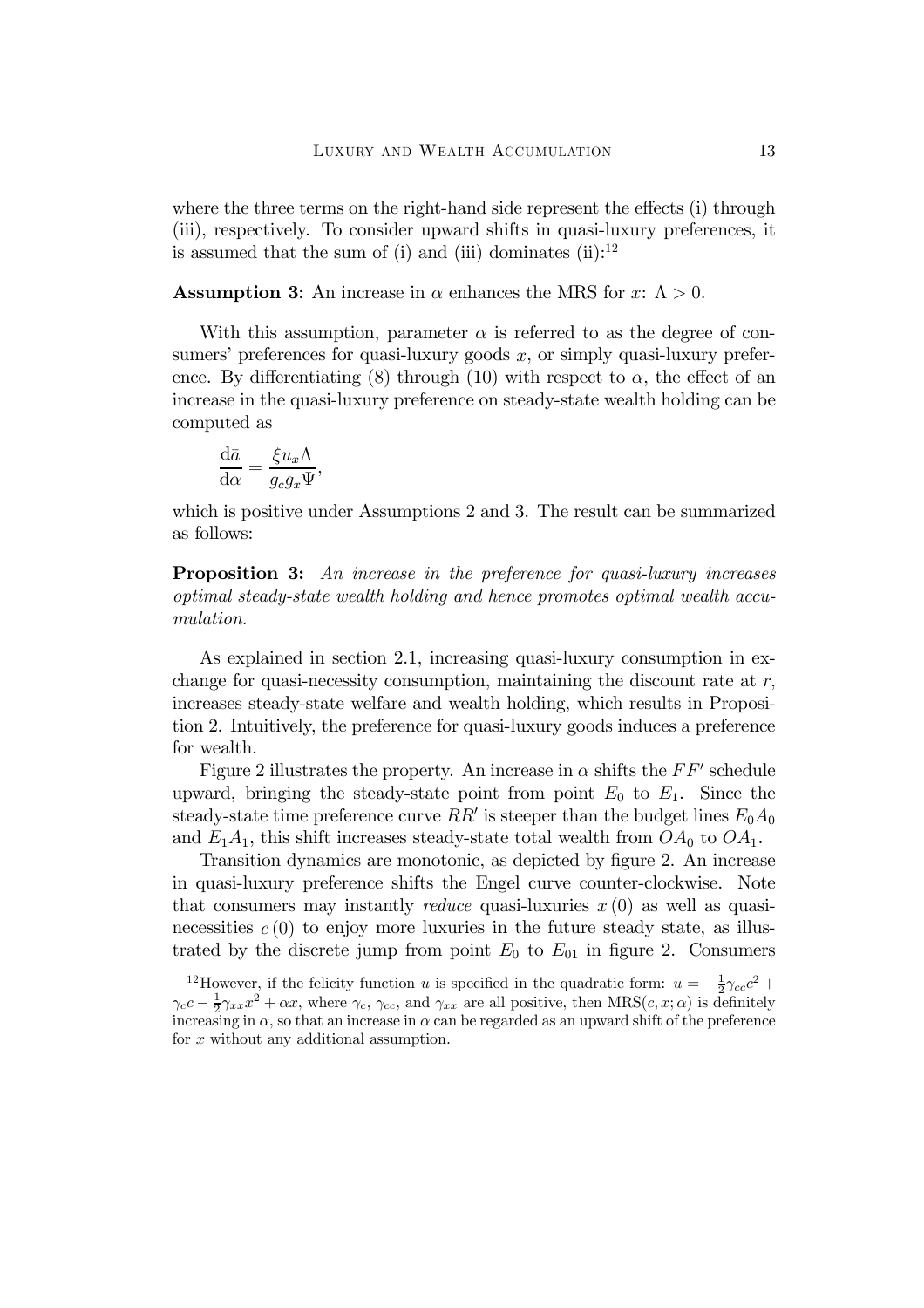where the three terms on the right-hand side represent the effects (i) through (iii), respectively. To consider upward shifts in quasi-luxury preferences, it is assumed that the sum of (i) and (iii) dominates (ii):[12]

**Assumption 3**: An increase in $\alpha$ enhances the MRS for $x$: $\Lambda > 0$.

With this assumption, parameter $\alpha$ is referred to as the degree of consumers' preferences for quasi-luxury goods $x$, or simply quasi-luxury preference. By differentiating (8) through (10) with respect to $\alpha$, the effect of an increase in the quasi-luxury preference on steady-state wealth holding can be computed as

$$\frac{\mathrm{d}\bar{a}}{\mathrm{d}\alpha} = \frac{\xi u_x \Lambda}{g_c g_x \Psi},$$

which is positive under Assumptions 2 and 3. The result can be summarized as follows:

**Proposition 3:** *An increase in the preference for quasi-luxury increases optimal steady-state wealth holding and hence promotes optimal wealth accumulation.*

As explained in section 2.1, increasing quasi-luxury consumption in exchange for quasi-necessity consumption, maintaining the discount rate at $r$, increases steady-state welfare and wealth holding, which results in Proposition 2. Intuitively, the preference for quasi-luxury goods induces a preference for wealth.

Figure 2 illustrates the property. An increase in $\alpha$ shifts the $FF'$ schedule upward, bringing the steady-state point from point $E_0$ to $E_1$. Since the steady-state time preference curve $RR'$ is steeper than the budget lines $E_0A_0$ and $E_1A_1$, this shift increases steady-state total wealth from $OA_0$ to $OA_1$.

Transition dynamics are monotonic, as depicted by figure 2. An increase in quasi-luxury preference shifts the Engel curve counter-clockwise. Note that consumers may instantly *reduce* quasi-luxuries $x(0)$ as well as quasi-necessities $c(0)$ to enjoy more luxuries in the future steady state, as illustrated by the discrete jump from point $E_0$ to $E_{01}$ in figure 2. Consumers

[12] However, if the felicity function $u$ is specified in the quadratic form: $u = -\frac{1}{2}\gamma_{cc}c^2 + \gamma_c c - \frac{1}{2}\gamma_{xx}x^2 + \alpha x$, where $\gamma_c$, $\gamma_{cc}$, and $\gamma_{xx}$ are all positive, then $\mathrm{MRS}(\bar{c}, \bar{x}; \alpha)$ is definitely increasing in $\alpha$, so that an increase in $\alpha$ can be regarded as an upward shift of the preference for $x$ without any additional assumption.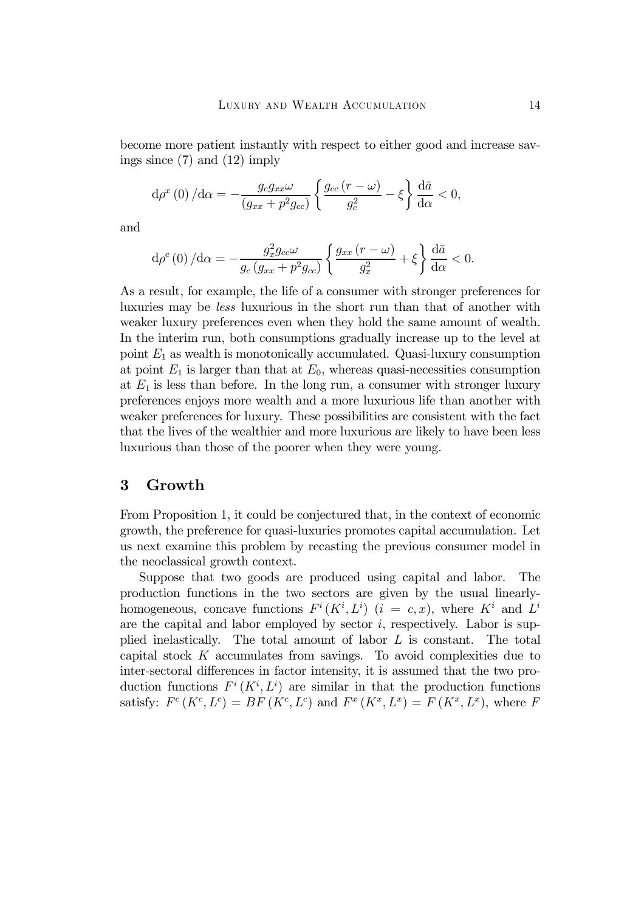become more patient instantly with respect to either good and increase savings since (7) and (12) imply

$$\mathrm{d}\rho^{x}(0)/\mathrm{d}\alpha = -\frac{g_c g_{xx}\omega}{(g_{xx}+p^2 g_{cc})}\left\{\frac{g_{cc}(r-\omega)}{g_c^2}-\xi\right\}\frac{\mathrm{d}\bar{a}}{\mathrm{d}\alpha}<0,$$

and

$$\mathrm{d}\rho^{c}(0)/\mathrm{d}\alpha = -\frac{g_x^2 g_{cc}\omega}{g_c(g_{xx}+p^2 g_{cc})}\left\{\frac{g_{xx}(r-\omega)}{g_x^2}+\xi\right\}\frac{\mathrm{d}\bar{a}}{\mathrm{d}\alpha}<0.$$

As a result, for example, the life of a consumer with stronger preferences for luxuries may be *less* luxurious in the short run than that of another with weaker luxury preferences even when they hold the same amount of wealth. In the interim run, both consumptions gradually increase up to the level at point $E_1$ as wealth is monotonically accumulated. Quasi-luxury consumption at point $E_1$ is larger than that at $E_0$, whereas quasi-necessities consumption at $E_1$ is less than before. In the long run, a consumer with stronger luxury preferences enjoys more wealth and a more luxurious life than another with weaker preferences for luxury. These possibilities are consistent with the fact that the lives of the wealthier and more luxurious are likely to have been less luxurious than those of the poorer when they were young.

# 3 Growth

From Proposition 1, it could be conjectured that, in the context of economic growth, the preference for quasi-luxuries promotes capital accumulation. Let us next examine this problem by recasting the previous consumer model in the neoclassical growth context.

Suppose that two goods are produced using capital and labor. The production functions in the two sectors are given by the usual linearly-homogeneous, concave functions $F^i(K^i, L^i)$ $(i = c, x)$, where $K^i$ and $L^i$ are the capital and labor employed by sector $i$, respectively. Labor is supplied inelastically. The total amount of labor $L$ is constant. The total capital stock $K$ accumulates from savings. To avoid complexities due to inter-sectoral differences in factor intensity, it is assumed that the two production functions $F^i(K^i, L^i)$ are similar in that the production functions satisfy: $F^c(K^c, L^c) = BF(K^c, L^c)$ and $F^x(K^x, L^x) = F(K^x, L^x)$, where $F$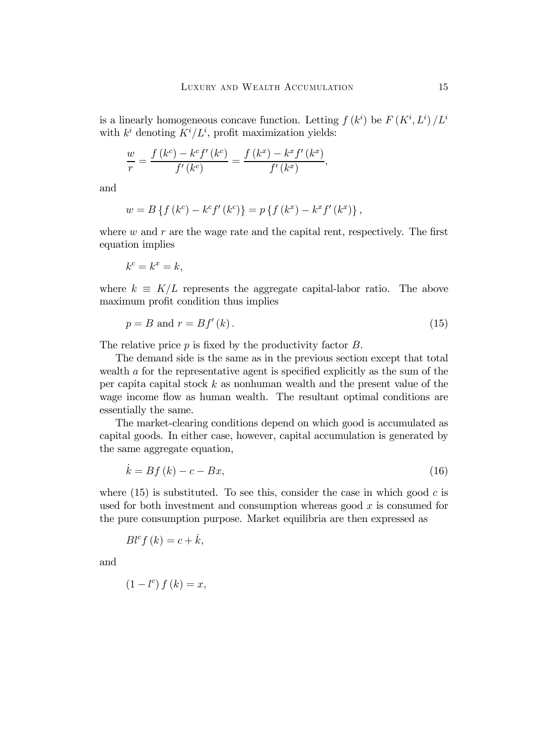is a linearly homogeneous concave function. Letting $f(k^i)$ be $F(K^i, L^i)/L^i$ with $k^i$ denoting $K^i/L^i$, profit maximization yields:

$$\frac{w}{r} = \frac{f(k^c) - k^c f'(k^c)}{f'(k^c)} = \frac{f(k^x) - k^x f'(k^x)}{f'(k^x)},$$

and

$$w = B\{f(k^c) - k^c f'(k^c)\} = p\{f(k^x) - k^x f'(k^x)\},$$

where $w$ and $r$ are the wage rate and the capital rent, respectively. The first equation implies

$$k^c = k^x = k,$$

where $k \equiv K/L$ represents the aggregate capital-labor ratio. The above maximum profit condition thus implies

$$p = B \text{ and } r = Bf'(k). \tag{15}$$

The relative price $p$ is fixed by the productivity factor $B$.

The demand side is the same as in the previous section except that total wealth $a$ for the representative agent is specified explicitly as the sum of the per capita capital stock $k$ as nonhuman wealth and the present value of the wage income flow as human wealth. The resultant optimal conditions are essentially the same.

The market-clearing conditions depend on which good is accumulated as capital goods. In either case, however, capital accumulation is generated by the same aggregate equation,

$$\dot{k} = Bf(k) - c - Bx, \tag{16}$$

where (15) is substituted. To see this, consider the case in which good $c$ is used for both investment and consumption whereas good $x$ is consumed for the pure consumption purpose. Market equilibria are then expressed as

$$Bl^c f(k) = c + \dot{k},$$

and

$$(1 - l^c) f(k) = x,$$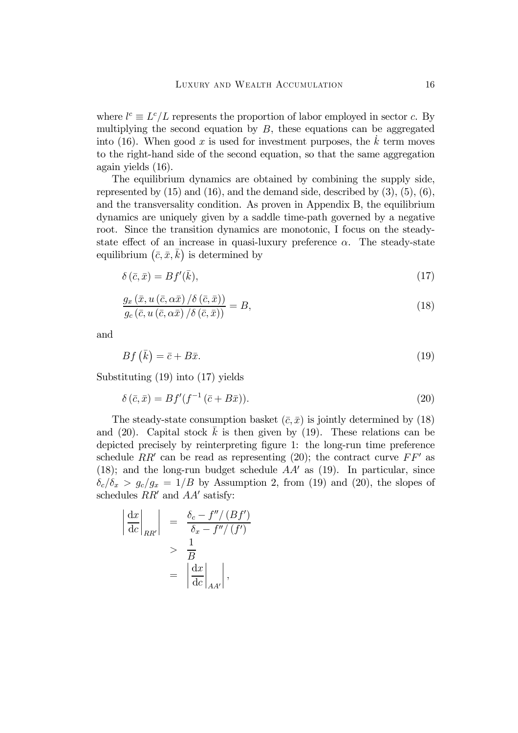where $l^c \equiv L^c/L$ represents the proportion of labor employed in sector $c$. By multiplying the second equation by $B$, these equations can be aggregated into (16). When good $x$ is used for investment purposes, the $\dot{k}$ term moves to the right-hand side of the second equation, so that the same aggregation again yields (16).

The equilibrium dynamics are obtained by combining the supply side, represented by (15) and (16), and the demand side, described by (3), (5), (6), and the transversality condition. As proven in Appendix B, the equilibrium dynamics are uniquely given by a saddle time-path governed by a negative root. Since the transition dynamics are monotonic, I focus on the steady-state effect of an increase in quasi-luxury preference $\alpha$. The steady-state equilibrium $(\bar{c}, \bar{x}, \bar{k})$ is determined by

$$\delta(\bar{c}, \bar{x}) = Bf'(\bar{k}), \tag{17}$$

$$\frac{g_x(\bar{x}, u(\bar{c}, \alpha\bar{x})/\delta(\bar{c}, \bar{x}))}{g_c(\bar{c}, u(\bar{c}, \alpha\bar{x})/\delta(\bar{c}, \bar{x}))} = B, \tag{18}$$

and

$$Bf(\bar{k}) = \bar{c} + B\bar{x}. \tag{19}$$

Substituting (19) into (17) yields

$$\delta(\bar{c}, \bar{x}) = Bf'(f^{-1}(\bar{c} + B\bar{x})). \tag{20}$$

The steady-state consumption basket $(\bar{c}, \bar{x})$ is jointly determined by (18) and (20). Capital stock $\bar{k}$ is then given by (19). These relations can be depicted precisely by reinterpreting figure 1: the long-run time preference schedule $RR'$ can be read as representing (20); the contract curve $FF'$ as (18); and the long-run budget schedule $AA'$ as (19). In particular, since $\delta_c/\delta_x > g_c/g_x = 1/B$ by Assumption 2, from (19) and (20), the slopes of schedules $RR'$ and $AA'$ satisfy:

$$\begin{aligned}
\left| \left.\frac{\mathrm{d}x}{\mathrm{d}c}\right|_{RR'} \right| &= \frac{\delta_c - f''/(Bf')}{\delta_x - f''/(f')} \\
&> \frac{1}{B} \\
&= \left| \left.\frac{\mathrm{d}x}{\mathrm{d}c}\right|_{AA'} \right|,
\end{aligned}$$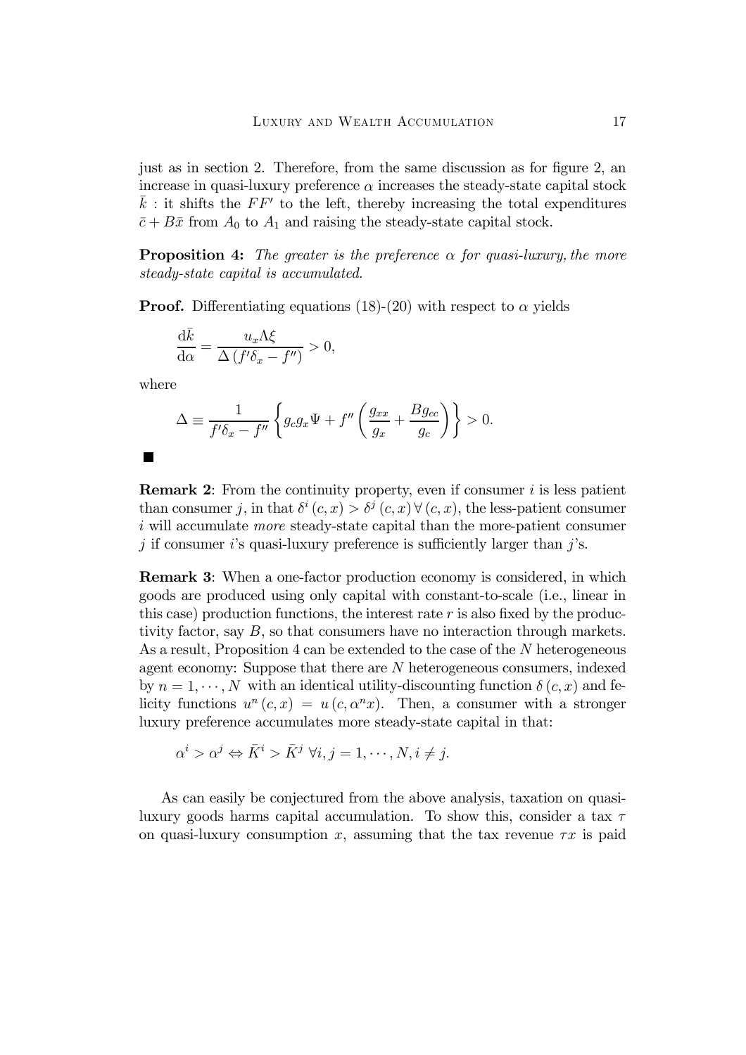just as in section 2. Therefore, from the same discussion as for figure 2, an increase in quasi-luxury preference $\alpha$ increases the steady-state capital stock $\bar{k}$ : it shifts the $FF'$ to the left, thereby increasing the total expenditures $\bar{c} + B\bar{x}$ from $A_0$ to $A_1$ and raising the steady-state capital stock.

**Proposition 4:** *The greater is the preference $\alpha$ for quasi-luxury, the more steady-state capital is accumulated.*

**Proof.** Differentiating equations (18)-(20) with respect to $\alpha$ yields

$$\frac{\mathrm{d}\bar{k}}{\mathrm{d}\alpha} = \frac{u_x \Lambda \xi}{\Delta \left(f' \delta_x - f''\right)} > 0,$$

where

$$\Delta \equiv \frac{1}{f' \delta_x - f''} \left\{ g_c g_x \Psi + f'' \left( \frac{g_{xx}}{g_x} + \frac{B g_{cc}}{g_c} \right) \right\} > 0.$$

■

**Remark 2**: From the continuity property, even if consumer $i$ is less patient than consumer $j$, in that $\delta^i(c,x) > \delta^j(c,x) \, \forall (c,x)$, the less-patient consumer $i$ will accumulate *more* steady-state capital than the more-patient consumer $j$ if consumer $i$'s quasi-luxury preference is sufficiently larger than $j$'s.

**Remark 3**: When a one-factor production economy is considered, in which goods are produced using only capital with constant-to-scale (i.e., linear in this case) production functions, the interest rate $r$ is also fixed by the productivity factor, say $B$, so that consumers have no interaction through markets. As a result, Proposition 4 can be extended to the case of the $N$ heterogeneous agent economy: Suppose that there are $N$ heterogeneous consumers, indexed by $n = 1, \cdots, N$ with an identical utility-discounting function $\delta(c,x)$ and felicity functions $u^n(c,x) = u(c, \alpha^n x)$. Then, a consumer with a stronger luxury preference accumulates more steady-state capital in that:

$$\alpha^i > \alpha^j \Leftrightarrow \bar{K}^i > \bar{K}^j \; \forall i,j = 1, \cdots, N, i \neq j.$$

As can easily be conjectured from the above analysis, taxation on quasi-luxury goods harms capital accumulation. To show this, consider a tax $\tau$ on quasi-luxury consumption $x$, assuming that the tax revenue $\tau x$ is paid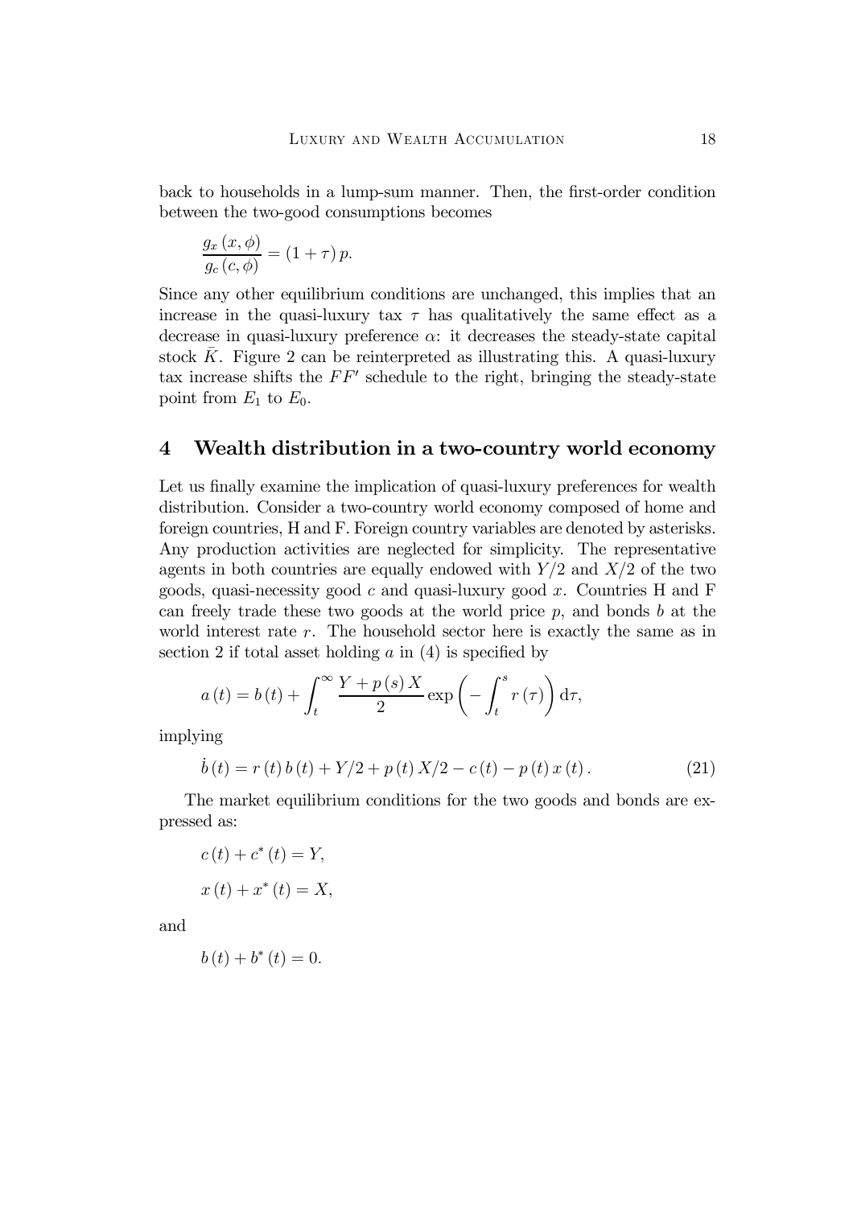back to households in a lump-sum manner. Then, the first-order condition between the two-good consumptions becomes

$$\frac{g_x(x,\phi)}{g_c(c,\phi)} = (1+\tau)\,p.$$

Since any other equilibrium conditions are unchanged, this implies that an increase in the quasi-luxury tax $\tau$ has qualitatively the same effect as a decrease in quasi-luxury preference $\alpha$: it decreases the steady-state capital stock $\bar{K}$. Figure 2 can be reinterpreted as illustrating this. A quasi-luxury tax increase shifts the $FF'$ schedule to the right, bringing the steady-state point from $E_1$ to $E_0$.

## 4 Wealth distribution in a two-country world economy

Let us finally examine the implication of quasi-luxury preferences for wealth distribution. Consider a two-country world economy composed of home and foreign countries, H and F. Foreign country variables are denoted by asterisks. Any production activities are neglected for simplicity. The representative agents in both countries are equally endowed with $Y/2$ and $X/2$ of the two goods, quasi-necessity good $c$ and quasi-luxury good $x$. Countries H and F can freely trade these two goods at the world price $p$, and bonds $b$ at the world interest rate $r$. The household sector here is exactly the same as in section 2 if total asset holding $a$ in (4) is specified by

$$a(t) = b(t) + \int_t^{\infty} \frac{Y + p(s)\,X}{2} \exp\left(-\int_t^s r(\tau)\right) \mathrm{d}\tau,$$

implying

$$\dot{b}(t) = r(t)\,b(t) + Y/2 + p(t)\,X/2 - c(t) - p(t)\,x(t). \tag{21}$$

The market equilibrium conditions for the two goods and bonds are expressed as:

$$c(t) + c^*(t) = Y,$$

$$x(t) + x^*(t) = X,$$

and

$$b(t) + b^*(t) = 0.$$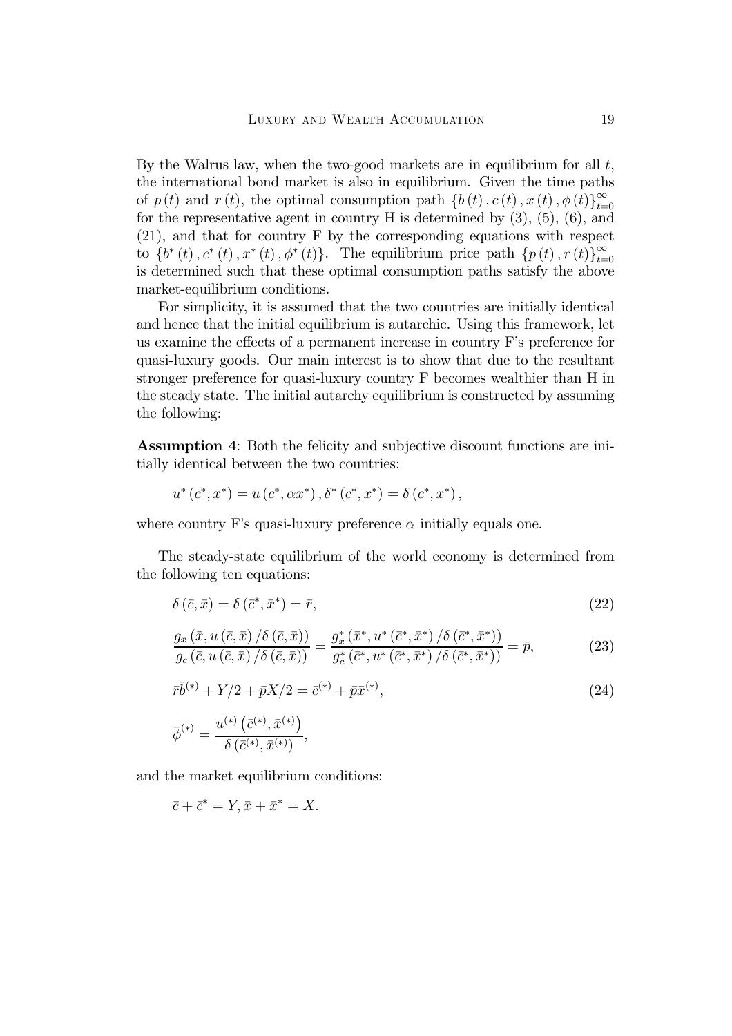By the Walrus law, when the two-good markets are in equilibrium for all $t$, the international bond market is also in equilibrium. Given the time paths of $p(t)$ and $r(t)$, the optimal consumption path $\{b(t), c(t), x(t), \phi(t)\}_{t=0}^{\infty}$ for the representative agent in country H is determined by (3), (5), (6), and (21), and that for country F by the corresponding equations with respect to $\{b^*(t), c^*(t), x^*(t), \phi^*(t)\}$. The equilibrium price path $\{p(t), r(t)\}_{t=0}^{\infty}$ is determined such that these optimal consumption paths satisfy the above market-equilibrium conditions.

For simplicity, it is assumed that the two countries are initially identical and hence that the initial equilibrium is autarchic. Using this framework, let us examine the effects of a permanent increase in country F's preference for quasi-luxury goods. Our main interest is to show that due to the resultant stronger preference for quasi-luxury country F becomes wealthier than H in the steady state. The initial autarchy equilibrium is constructed by assuming the following:

**Assumption 4**: Both the felicity and subjective discount functions are initially identical between the two countries:

$$u^*(c^*, x^*) = u(c^*, \alpha x^*), \delta^*(c^*, x^*) = \delta(c^*, x^*),$$

where country F's quasi-luxury preference $\alpha$ initially equals one.

The steady-state equilibrium of the world economy is determined from the following ten equations:

$$\delta(\bar{c}, \bar{x}) = \delta(\bar{c}^*, \bar{x}^*) = \bar{r}, \tag{22}$$

$$\frac{g_x(\bar{x}, u(\bar{c}, \bar{x})/\delta(\bar{c}, \bar{x}))}{g_c(\bar{c}, u(\bar{c}, \bar{x})/\delta(\bar{c}, \bar{x}))} = \frac{g_x^*(\bar{x}^*, u^*(\bar{c}^*, \bar{x}^*)/\delta(\bar{c}^*, \bar{x}^*))}{g_c^*(\bar{c}^*, u^*(\bar{c}^*, \bar{x}^*)/\delta(\bar{c}^*, \bar{x}^*))} = \bar{p}, \tag{23}$$

$$\bar{r}\bar{b}^{(*)} + Y/2 + \bar{p}X/2 = \bar{c}^{(*)} + \bar{p}\bar{x}^{(*)}, \tag{24}$$

$$\bar{\phi}^{(*)} = \frac{u^{(*)}\left(\bar{c}^{(*)}, \bar{x}^{(*)}\right)}{\delta\left(\bar{c}^{(*)}, \bar{x}^{(*)}\right)},$$

and the market equilibrium conditions:

$$\bar{c} + \bar{c}^* = Y, \bar{x} + \bar{x}^* = X.$$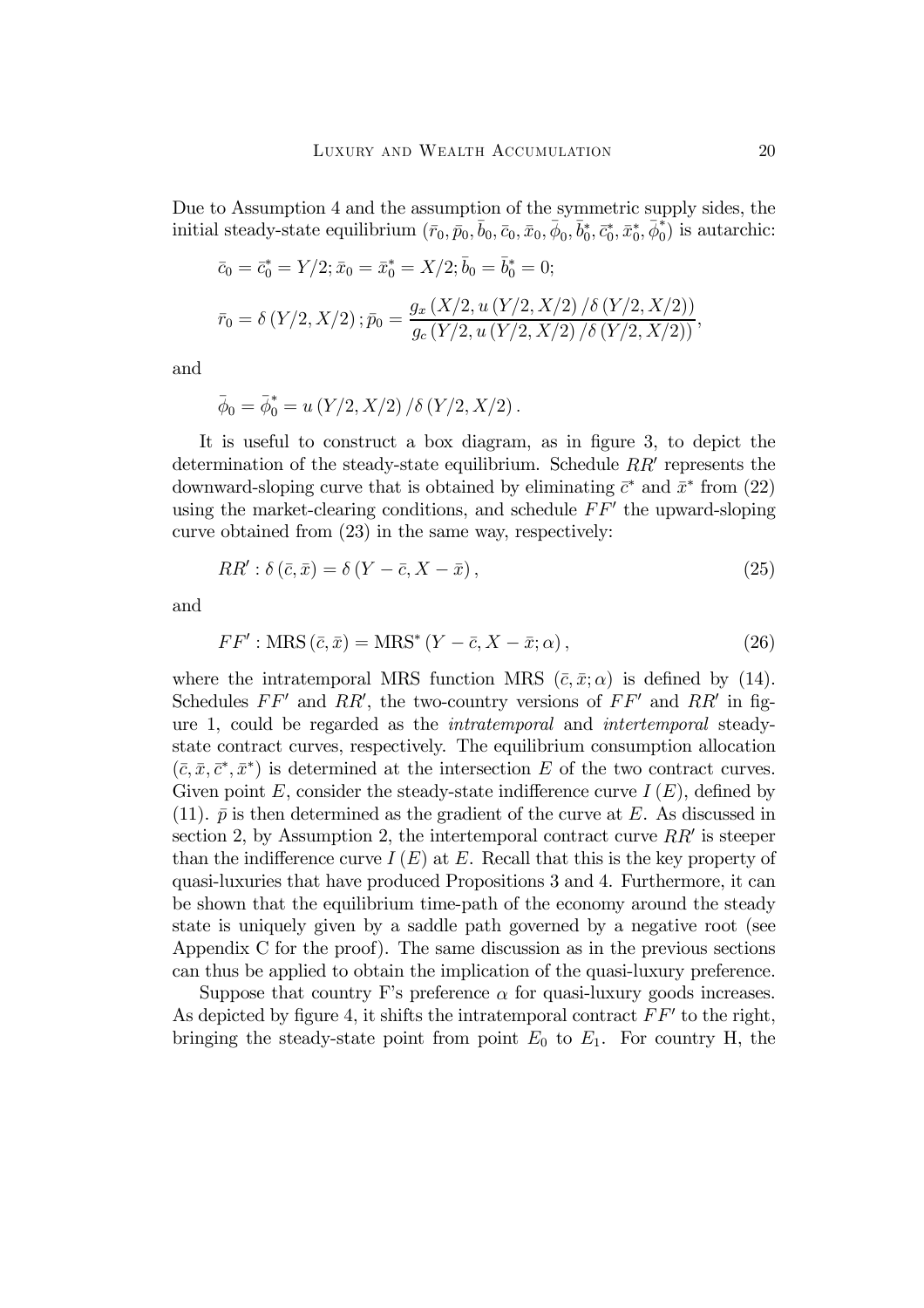Due to Assumption 4 and the assumption of the symmetric supply sides, the initial steady-state equilibrium $(\bar{r}_0, \bar{p}_0, \bar{b}_0, \bar{c}_0, \bar{x}_0, \bar{\phi}_0, \bar{b}_0^*, \bar{c}_0^*, \bar{x}_0^*, \bar{\phi}_0^*)$ is autarchic:

$$\bar{c}_0 = \bar{c}_0^* = Y/2; \bar{x}_0 = \bar{x}_0^* = X/2; \bar{b}_0 = \bar{b}_0^* = 0;$$

$$\bar{r}_0 = \delta(Y/2, X/2); \bar{p}_0 = \frac{g_x(X/2, u(Y/2, X/2)/\delta(Y/2, X/2))}{g_c(Y/2, u(Y/2, X/2)/\delta(Y/2, X/2))},$$

and

$$\bar{\phi}_0 = \bar{\phi}_0^* = u(Y/2, X/2)/\delta(Y/2, X/2).$$

It is useful to construct a box diagram, as in figure 3, to depict the determination of the steady-state equilibrium. Schedule $RR'$ represents the downward-sloping curve that is obtained by eliminating $\bar{c}^*$ and $\bar{x}^*$ from (22) using the market-clearing conditions, and schedule $FF'$ the upward-sloping curve obtained from (23) in the same way, respectively:

$$RR' : \delta(\bar{c}, \bar{x}) = \delta(Y - \bar{c}, X - \bar{x}), \tag{25}$$

and

$$FF' : \text{MRS}(\bar{c}, \bar{x}) = \text{MRS}^*(Y - \bar{c}, X - \bar{x}; \alpha), \tag{26}$$

where the intratemporal MRS function MRS $(\bar{c}, \bar{x}; \alpha)$ is defined by (14). Schedules $FF'$ and $RR'$, the two-country versions of $FF'$ and $RR'$ in figure 1, could be regarded as the *intratemporal* and *intertemporal* steady-state contract curves, respectively. The equilibrium consumption allocation $(\bar{c}, \bar{x}, \bar{c}^*, \bar{x}^*)$ is determined at the intersection $E$ of the two contract curves. Given point $E$, consider the steady-state indifference curve $I(E)$, defined by (11). $\bar{p}$ is then determined as the gradient of the curve at $E$. As discussed in section 2, by Assumption 2, the intertemporal contract curve $RR'$ is steeper than the indifference curve $I(E)$ at $E$. Recall that this is the key property of quasi-luxuries that have produced Propositions 3 and 4. Furthermore, it can be shown that the equilibrium time-path of the economy around the steady state is uniquely given by a saddle path governed by a negative root (see Appendix C for the proof). The same discussion as in the previous sections can thus be applied to obtain the implication of the quasi-luxury preference.

Suppose that country F's preference $\alpha$ for quasi-luxury goods increases. As depicted by figure 4, it shifts the intratemporal contract $FF'$ to the right, bringing the steady-state point from point $E_0$ to $E_1$. For country H, the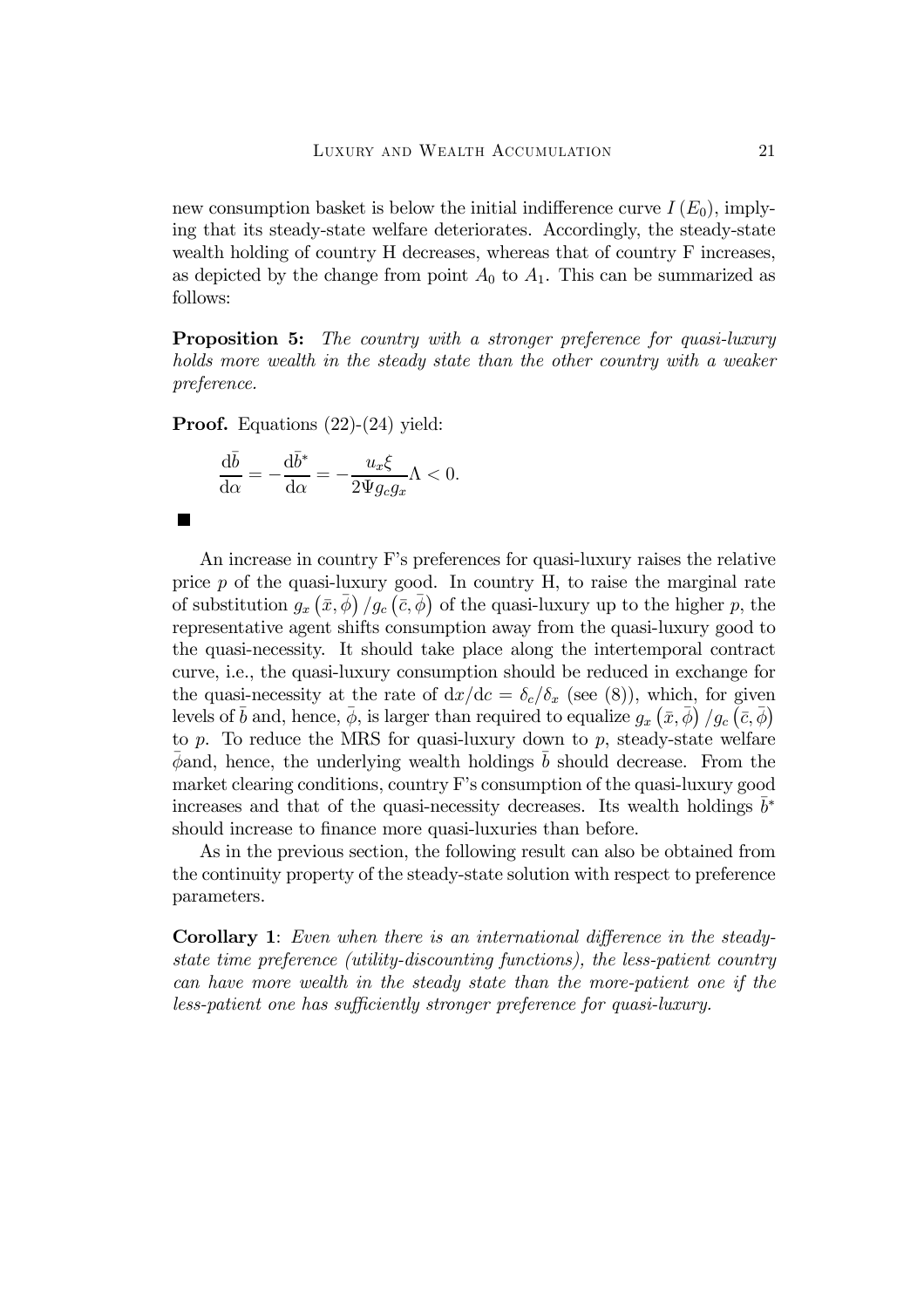new consumption basket is below the initial indifference curve $I(E_0)$, implying that its steady-state welfare deteriorates. Accordingly, the steady-state wealth holding of country H decreases, whereas that of country F increases, as depicted by the change from point $A_0$ to $A_1$. This can be summarized as follows:

**Proposition 5:** *The country with a stronger preference for quasi-luxury holds more wealth in the steady state than the other country with a weaker preference.*

**Proof.** Equations (22)-(24) yield:

$$\frac{\mathrm{d}\bar{b}}{\mathrm{d}\alpha} = -\frac{\mathrm{d}\bar{b}^*}{\mathrm{d}\alpha} = -\frac{u_x \xi}{2\Psi g_c g_x}\Lambda < 0.$$

■

An increase in country F's preferences for quasi-luxury raises the relative price $p$ of the quasi-luxury good. In country H, to raise the marginal rate of substitution $g_x(\bar{x}, \bar{\phi})/g_c(\bar{c}, \bar{\phi})$ of the quasi-luxury up to the higher $p$, the representative agent shifts consumption away from the quasi-luxury good to the quasi-necessity. It should take place along the intertemporal contract curve, i.e., the quasi-luxury consumption should be reduced in exchange for the quasi-necessity at the rate of $\mathrm{d}x/\mathrm{d}c = \delta_c/\delta_x$ (see (8)), which, for given levels of $\bar{b}$ and, hence, $\bar{\phi}$, is larger than required to equalize $g_x(\bar{x}, \bar{\phi})/g_c(\bar{c}, \bar{\phi})$ to $p$. To reduce the MRS for quasi-luxury down to $p$, steady-state welfare $\bar{\phi}$and, hence, the underlying wealth holdings $\bar{b}$ should decrease. From the market clearing conditions, country F's consumption of the quasi-luxury good increases and that of the quasi-necessity decreases. Its wealth holdings $\bar{b}^*$ should increase to finance more quasi-luxuries than before.

As in the previous section, the following result can also be obtained from the continuity property of the steady-state solution with respect to preference parameters.

**Corollary 1**: *Even when there is an international difference in the steady-state time preference (utility-discounting functions), the less-patient country can have more wealth in the steady state than the more-patient one if the less-patient one has sufficiently stronger preference for quasi-luxury.*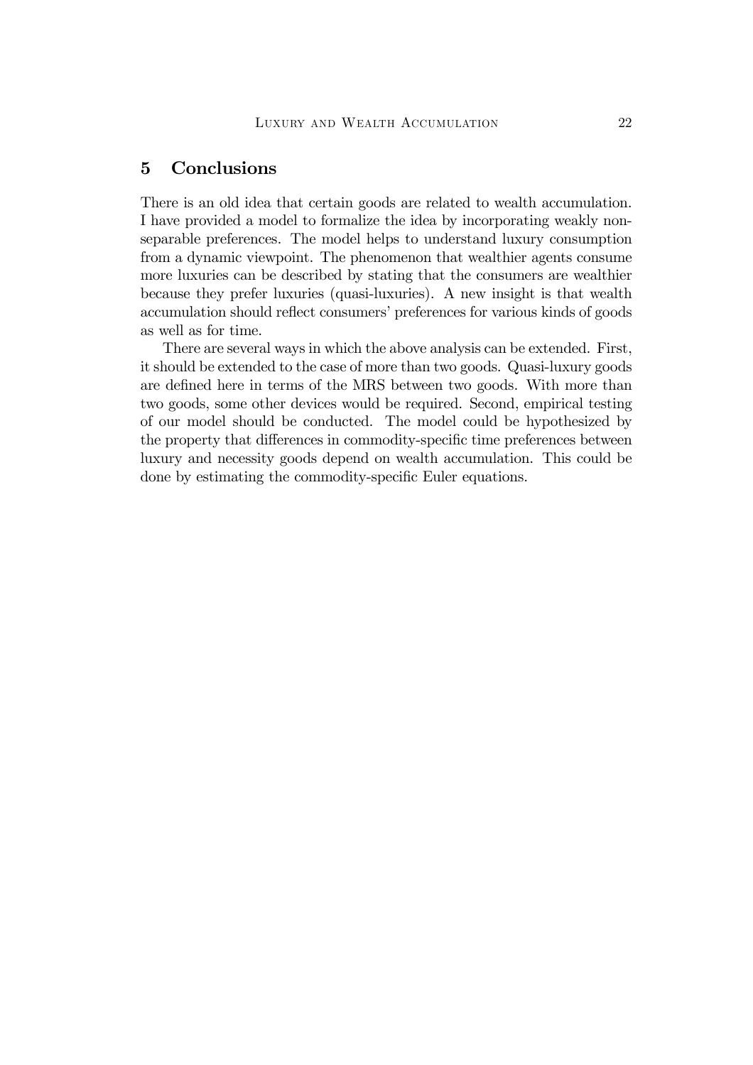## 5 Conclusions

There is an old idea that certain goods are related to wealth accumulation. I have provided a model to formalize the idea by incorporating weakly non-separable preferences. The model helps to understand luxury consumption from a dynamic viewpoint. The phenomenon that wealthier agents consume more luxuries can be described by stating that the consumers are wealthier because they prefer luxuries (quasi-luxuries). A new insight is that wealth accumulation should reflect consumers' preferences for various kinds of goods as well as for time.

There are several ways in which the above analysis can be extended. First, it should be extended to the case of more than two goods. Quasi-luxury goods are defined here in terms of the MRS between two goods. With more than two goods, some other devices would be required. Second, empirical testing of our model should be conducted. The model could be hypothesized by the property that differences in commodity-specific time preferences between luxury and necessity goods depend on wealth accumulation. This could be done by estimating the commodity-specific Euler equations.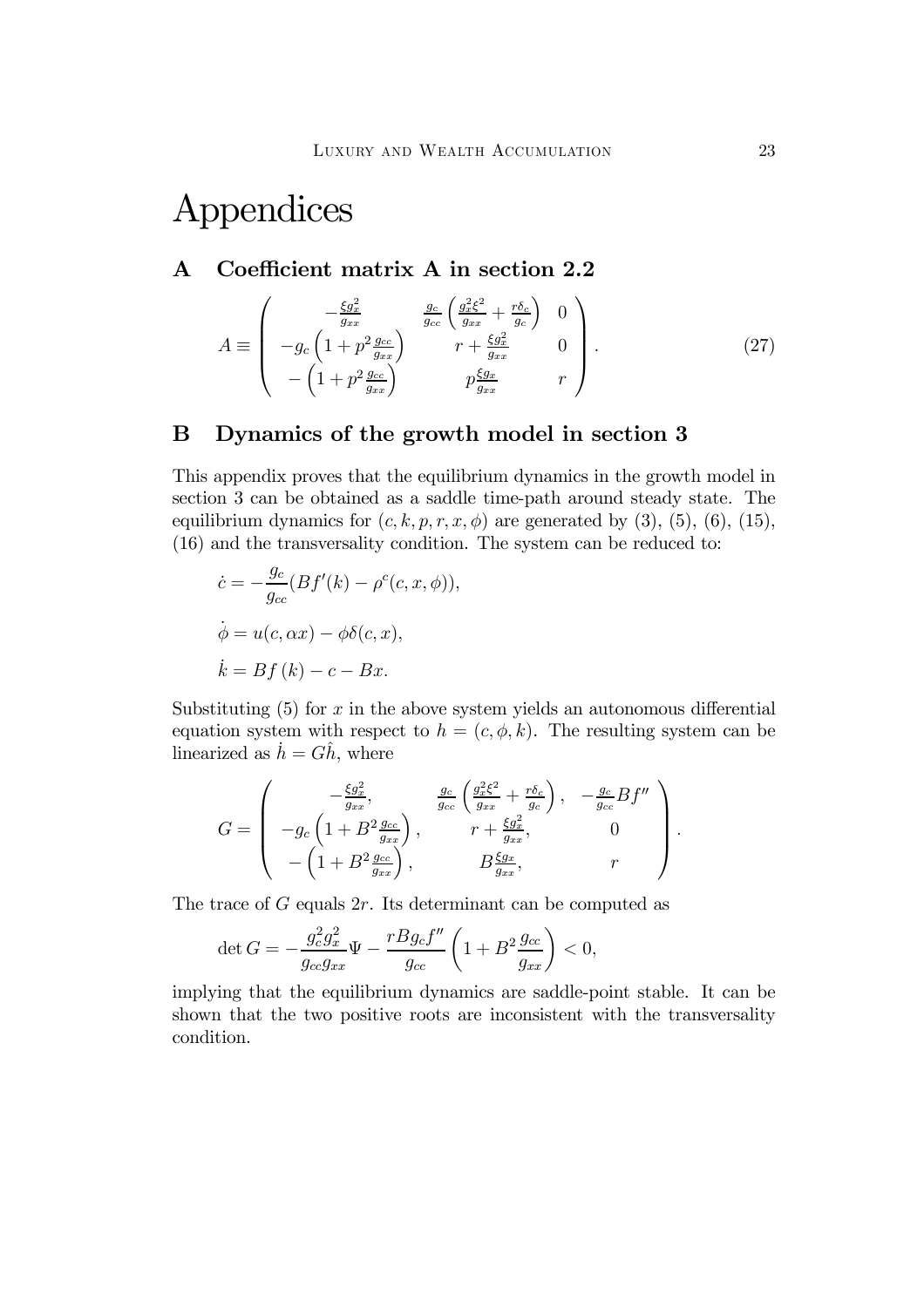# Appendices

## A Coefficient matrix A in section 2.2

$$
A \equiv \begin{pmatrix} -\frac{\xi g_x^2}{g_{xx}} & \frac{g_c}{g_{cc}}\left(\frac{g_x^2 \xi^2}{g_{xx}} + \frac{r\delta_c}{g_c}\right) & 0 \\ -g_c\left(1 + p^2 \frac{g_{cc}}{g_{xx}}\right) & r + \frac{\xi g_x^2}{g_{xx}} & 0 \\ -\left(1 + p^2 \frac{g_{cc}}{g_{xx}}\right) & p\frac{\xi g_x}{g_{xx}} & r \end{pmatrix}. \tag{27}
$$

## B Dynamics of the growth model in section 3

This appendix proves that the equilibrium dynamics in the growth model in section 3 can be obtained as a saddle time-path around steady state. The equilibrium dynamics for $(c, k, p, r, x, \phi)$ are generated by (3), (5), (6), (15), (16) and the transversality condition. The system can be reduced to:

$$
\dot{c} = -\frac{g_c}{g_{cc}}(Bf'(k) - \rho^c(c, x, \phi)),
$$

$$
\dot{\phi} = u(c, \alpha x) - \phi\delta(c, x),
$$

$$
\dot{k} = Bf(k) - c - Bx.
$$

Substituting (5) for $x$ in the above system yields an autonomous differential equation system with respect to $h = (c, \phi, k)$. The resulting system can be linearized as $\dot{h} = G\hat{h}$, where

$$
G = \begin{pmatrix} -\frac{\xi g_x^2}{g_{xx}}, & \frac{g_c}{g_{cc}}\left(\frac{g_x^2 \xi^2}{g_{xx}} + \frac{r\delta_c}{g_c}\right), & -\frac{g_c}{g_{cc}}Bf'' \\ -g_c\left(1 + B^2 \frac{g_{cc}}{g_{xx}}\right), & r + \frac{\xi g_x^2}{g_{xx}}, & 0 \\ -\left(1 + B^2 \frac{g_{cc}}{g_{xx}}\right), & B\frac{\xi g_x}{g_{xx}}, & r \end{pmatrix}.
$$

The trace of $G$ equals $2r$. Its determinant can be computed as

$$
\det G = -\frac{g_c^2 g_x^2}{g_{cc} g_{xx}}\Psi - \frac{rBg_c f''}{g_{cc}}\left(1 + B^2 \frac{g_{cc}}{g_{xx}}\right) < 0,
$$

implying that the equilibrium dynamics are saddle-point stable. It can be shown that the two positive roots are inconsistent with the transversality condition.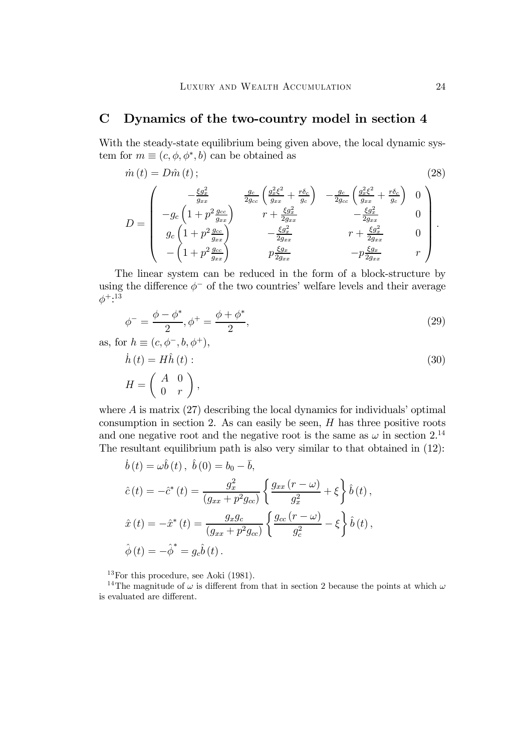# C Dynamics of the two-country model in section 4

With the steady-state equilibrium being given above, the local dynamic system for $m \equiv (c, \phi, \phi^*, b)$ can be obtained as

$$\dot{m}(t) = D\hat{m}(t); \tag{28}$$

$$D = \begin{pmatrix} -\frac{\xi g_x^2}{g_{xx}} & \frac{g_c}{2g_{cc}}\left(\frac{g_x^2 \xi^2}{g_{xx}} + \frac{r\delta_c}{g_c}\right) & -\frac{g_c}{2g_{cc}}\left(\frac{g_x^2 \xi^2}{g_{xx}} + \frac{r\delta_c}{g_c}\right) & 0 \\ -g_c\left(1 + p^2 \frac{g_{cc}}{g_{xx}}\right) & r + \frac{\xi g_x^2}{2g_{xx}} & -\frac{\xi g_x^2}{2g_{xx}} & 0 \\ g_c\left(1 + p^2 \frac{g_{cc}}{g_{xx}}\right) & -\frac{\xi g_x^2}{2g_{xx}} & r + \frac{\xi g_x^2}{2g_{xx}} & 0 \\ -\left(1 + p^2 \frac{g_{cc}}{g_{xx}}\right) & p\frac{\xi g_x}{2g_{xx}} & -p\frac{\xi g_x}{2g_{xx}} & r \end{pmatrix}.$$

The linear system can be reduced in the form of a block-structure by using the difference $\phi^-$ of the two countries' welfare levels and their average $\phi^+$:[13]

$$\phi^- = \frac{\phi - \phi^*}{2}, \phi^+ = \frac{\phi + \phi^*}{2}, \tag{29}$$

as, for $h \equiv (c, \phi^-, b, \phi^+)$,

$$\dot{h}(t) = H\hat{h}(t): \tag{30}$$

$$H = \begin{pmatrix} A & 0 \\ 0 & r \end{pmatrix},$$

where $A$ is matrix (27) describing the local dynamics for individuals' optimal consumption in section 2. As can easily be seen, $H$ has three positive roots and one negative root and the negative root is the same as $\omega$ in section 2.[14] The resultant equilibrium path is also very similar to that obtained in (12):

$$\dot{b}(t) = \omega \hat{b}(t), \ \hat{b}(0) = b_0 - \bar{b},$$

$$\hat{c}(t) = -\hat{c}^*(t) = \frac{g_x^2}{(g_{xx} + p^2 g_{cc})}\left\{\frac{g_{xx}(r - \omega)}{g_x^2} + \xi\right\}\hat{b}(t),$$

$$\hat{x}(t) = -\hat{x}^*(t) = \frac{g_x g_c}{(g_{xx} + p^2 g_{cc})}\left\{\frac{g_{cc}(r - \omega)}{g_c^2} - \xi\right\}\hat{b}(t),$$

$$\hat{\phi}(t) = -\hat{\phi}^* = g_c \hat{b}(t).$$

[13] For this procedure, see Aoki (1981).

[14] The magnitude of $\omega$ is different from that in section 2 because the points at which $\omega$ is evaluated are different.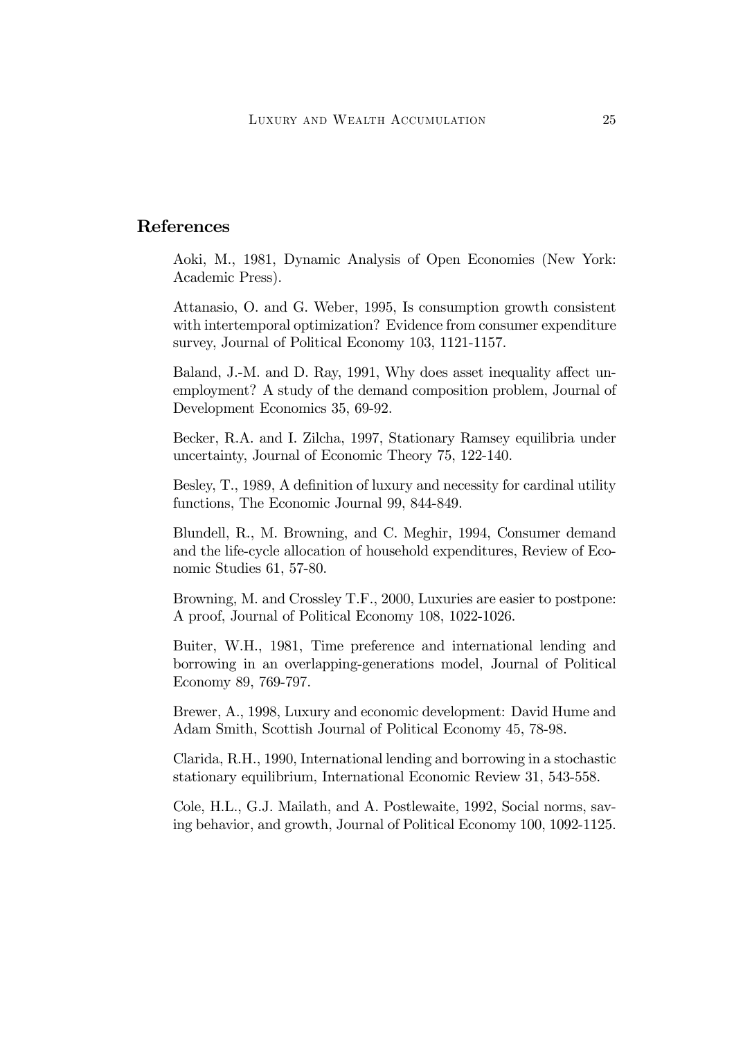## References

Aoki, M., 1981, Dynamic Analysis of Open Economies (New York: Academic Press).

Attanasio, O. and G. Weber, 1995, Is consumption growth consistent with intertemporal optimization? Evidence from consumer expenditure survey, Journal of Political Economy 103, 1121-1157.

Baland, J.-M. and D. Ray, 1991, Why does asset inequality affect unemployment? A study of the demand composition problem, Journal of Development Economics 35, 69-92.

Becker, R.A. and I. Zilcha, 1997, Stationary Ramsey equilibria under uncertainty, Journal of Economic Theory 75, 122-140.

Besley, T., 1989, A definition of luxury and necessity for cardinal utility functions, The Economic Journal 99, 844-849.

Blundell, R., M. Browning, and C. Meghir, 1994, Consumer demand and the life-cycle allocation of household expenditures, Review of Economic Studies 61, 57-80.

Browning, M. and Crossley T.F., 2000, Luxuries are easier to postpone: A proof, Journal of Political Economy 108, 1022-1026.

Buiter, W.H., 1981, Time preference and international lending and borrowing in an overlapping-generations model, Journal of Political Economy 89, 769-797.

Brewer, A., 1998, Luxury and economic development: David Hume and Adam Smith, Scottish Journal of Political Economy 45, 78-98.

Clarida, R.H., 1990, International lending and borrowing in a stochastic stationary equilibrium, International Economic Review 31, 543-558.

Cole, H.L., G.J. Mailath, and A. Postlewaite, 1992, Social norms, saving behavior, and growth, Journal of Political Economy 100, 1092-1125.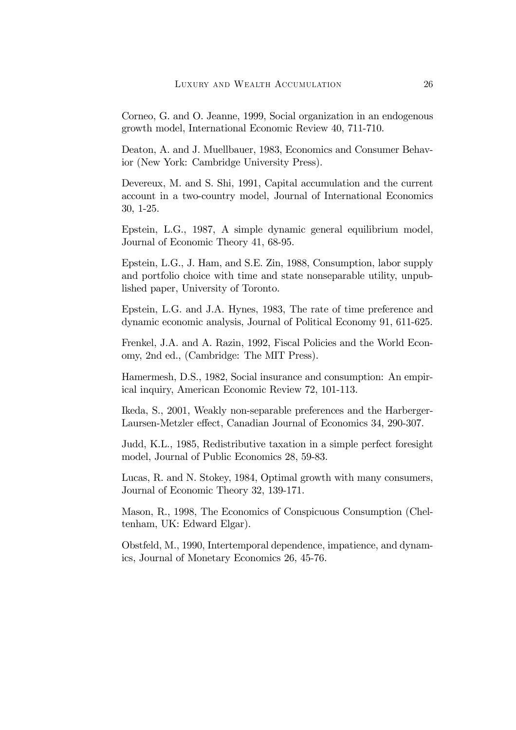Corneo, G. and O. Jeanne, 1999, Social organization in an endogenous growth model, International Economic Review 40, 711-710.

Deaton, A. and J. Muellbauer, 1983, Economics and Consumer Behavior (New York: Cambridge University Press).

Devereux, M. and S. Shi, 1991, Capital accumulation and the current account in a two-country model, Journal of International Economics 30, 1-25.

Epstein, L.G., 1987, A simple dynamic general equilibrium model, Journal of Economic Theory 41, 68-95.

Epstein, L.G., J. Ham, and S.E. Zin, 1988, Consumption, labor supply and portfolio choice with time and state nonseparable utility, unpublished paper, University of Toronto.

Epstein, L.G. and J.A. Hynes, 1983, The rate of time preference and dynamic economic analysis, Journal of Political Economy 91, 611-625.

Frenkel, J.A. and A. Razin, 1992, Fiscal Policies and the World Economy, 2nd ed., (Cambridge: The MIT Press).

Hamermesh, D.S., 1982, Social insurance and consumption: An empirical inquiry, American Economic Review 72, 101-113.

Ikeda, S., 2001, Weakly non-separable preferences and the Harberger-Laursen-Metzler effect, Canadian Journal of Economics 34, 290-307.

Judd, K.L., 1985, Redistributive taxation in a simple perfect foresight model, Journal of Public Economics 28, 59-83.

Lucas, R. and N. Stokey, 1984, Optimal growth with many consumers, Journal of Economic Theory 32, 139-171.

Mason, R., 1998, The Economics of Conspicuous Consumption (Cheltenham, UK: Edward Elgar).

Obstfeld, M., 1990, Intertemporal dependence, impatience, and dynamics, Journal of Monetary Economics 26, 45-76.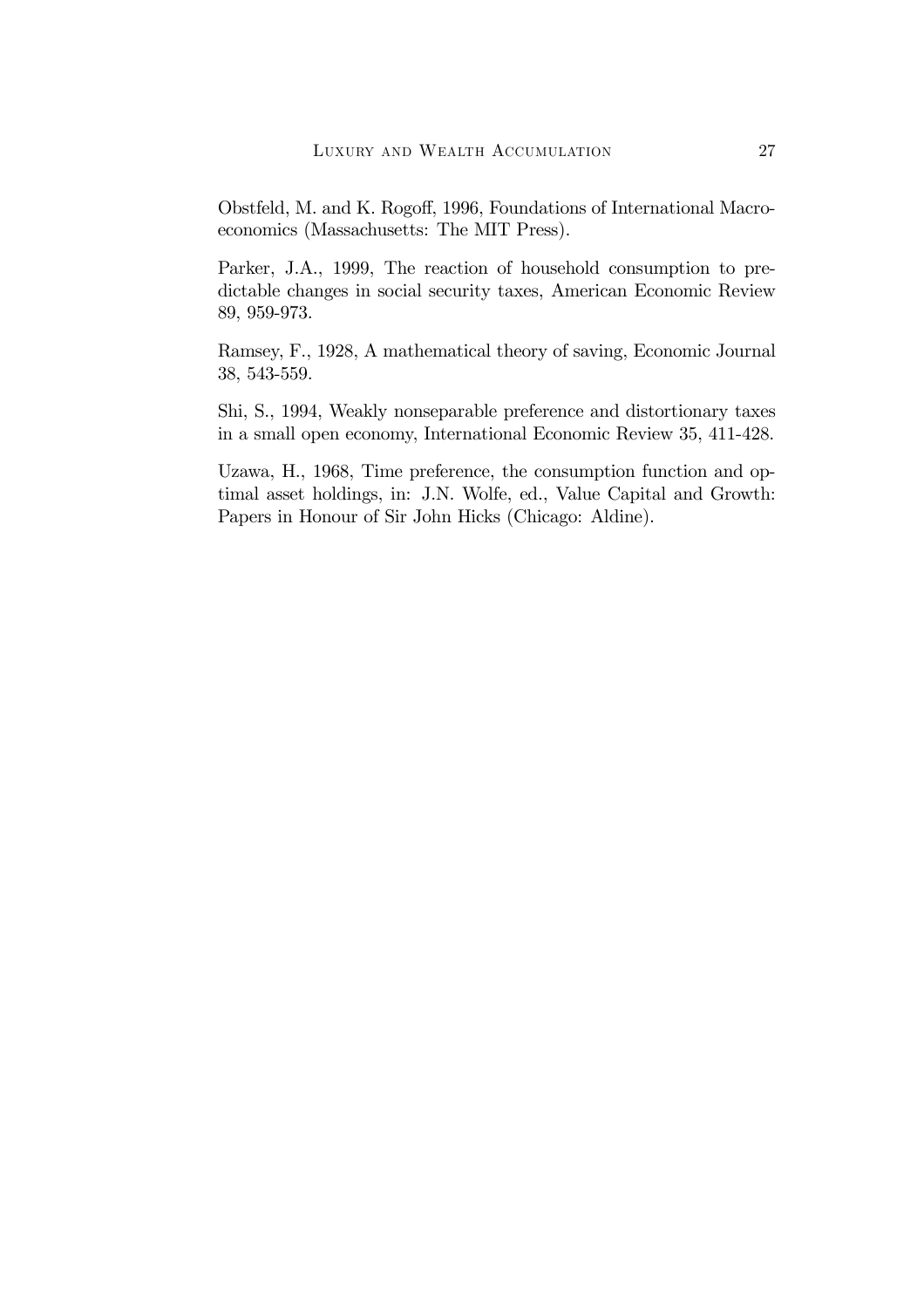Obstfeld, M. and K. Rogoff, 1996, Foundations of International Macroeconomics (Massachusetts: The MIT Press).

Parker, J.A., 1999, The reaction of household consumption to predictable changes in social security taxes, American Economic Review 89, 959-973.

Ramsey, F., 1928, A mathematical theory of saving, Economic Journal 38, 543-559.

Shi, S., 1994, Weakly nonseparable preference and distortionary taxes in a small open economy, International Economic Review 35, 411-428.

Uzawa, H., 1968, Time preference, the consumption function and optimal asset holdings, in: J.N. Wolfe, ed., Value Capital and Growth: Papers in Honour of Sir John Hicks (Chicago: Aldine).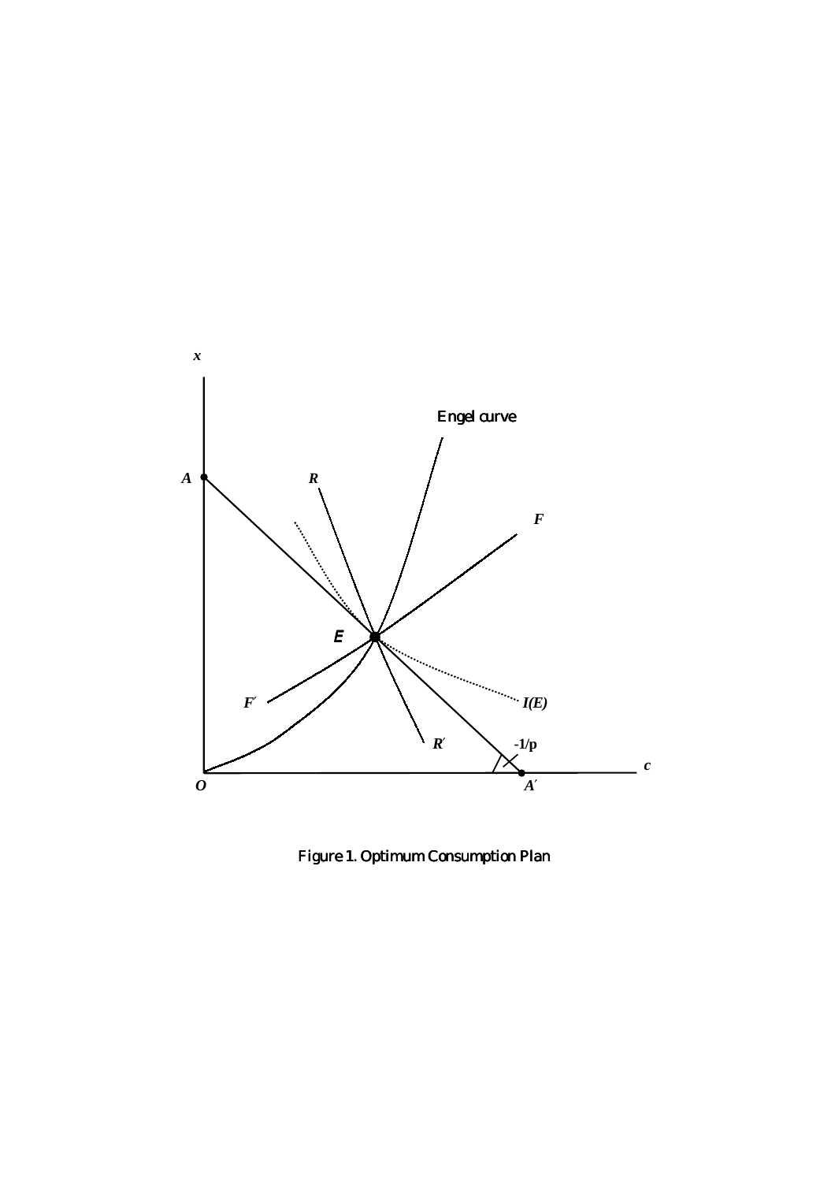Figure 1. Optimum Consumption Plan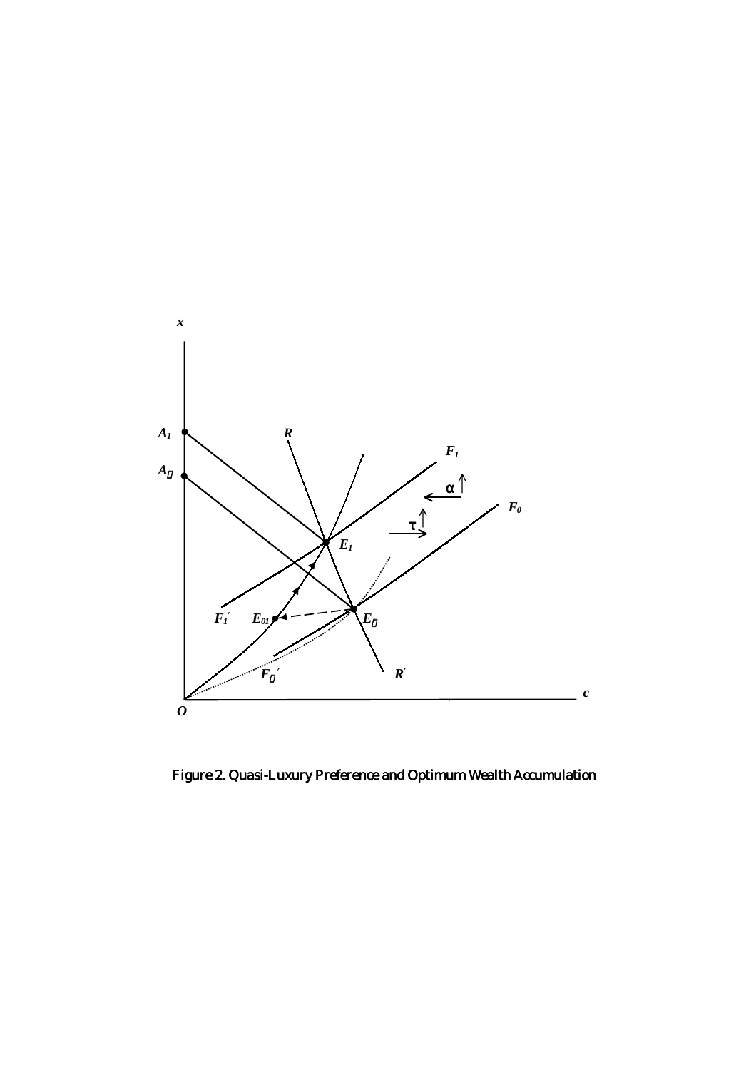Figure 2. Quasi-Luxury Preference and Optimum Wealth Accumulation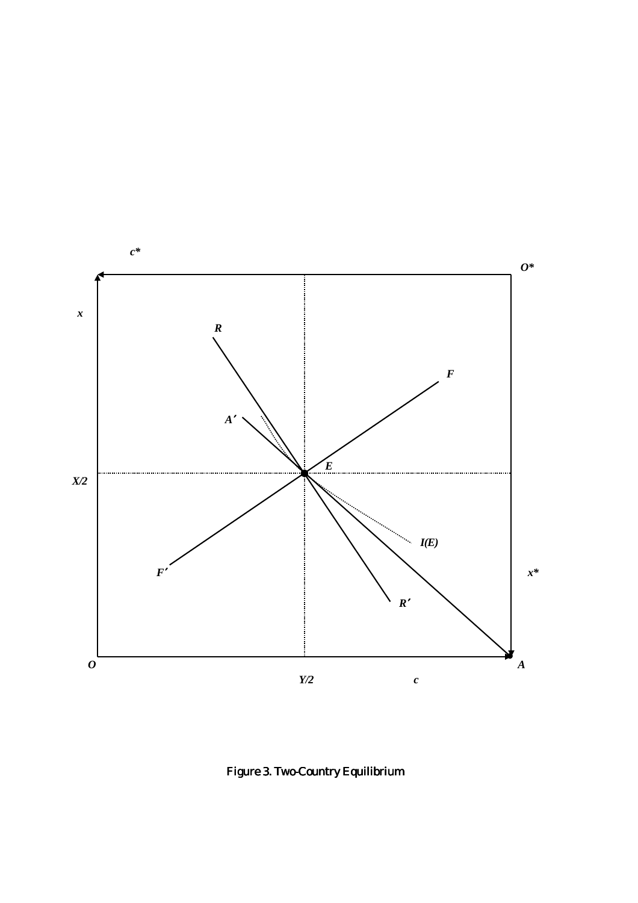Figure 3. Two-Country Equilibrium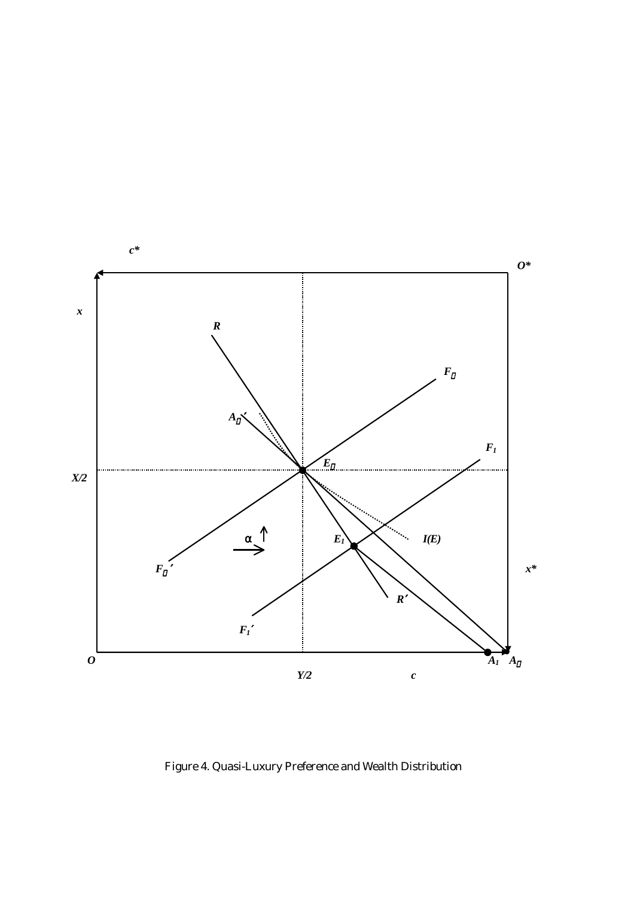$c^*$

$O^*$

$x$

$R$

$F_0$

$A_0'$

$F_1$

$E_0$

$X/2$

$\alpha$

$E_1$

$I(E)$

$F_0'$

$x^*$

$R'$

$F_1'$

$O$

$A_1$

$A_0$

$Y/2$

$c$

Figure 4. Quasi-Luxury Preference and Wealth Distribution